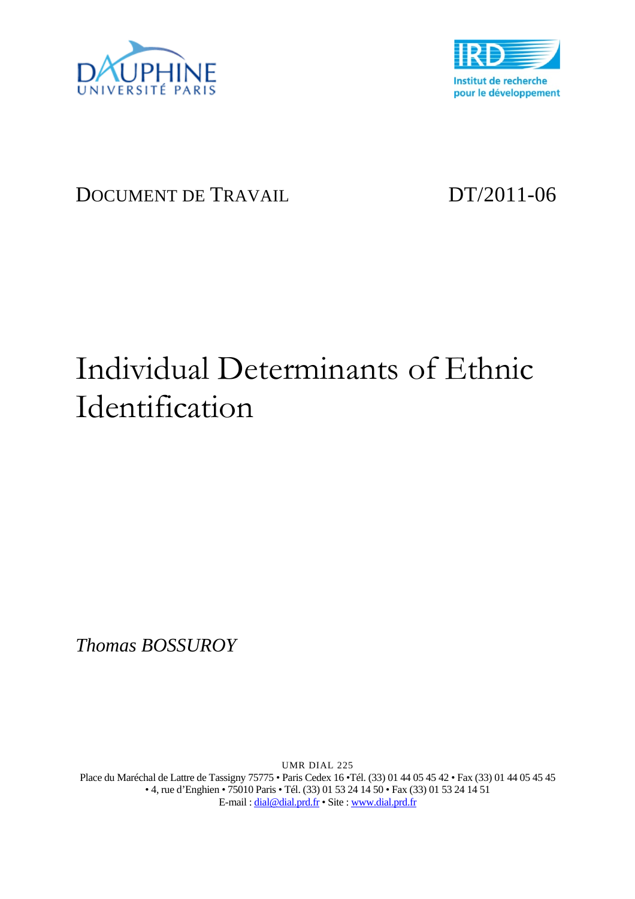DOCUMENT DE TRAVAIL DT/2011-06

# Individual Determinants of Ethnic Identification

*Thomas BOSSUROY*

UMR DIAL 225

Place du Maréchal de Lattre de Tassigny 75775 • Paris Cedex 16 •Tél. (33) 01 44 05 45 42 • Fax (33) 01 44 05 45 45
• 4, rue d'Enghien • 75010 Paris • Tél. (33) 01 53 24 14 50 • Fax (33) 01 53 24 14 51
E-mail : dial@dial.prd.fr • Site : www.dial.prd.fr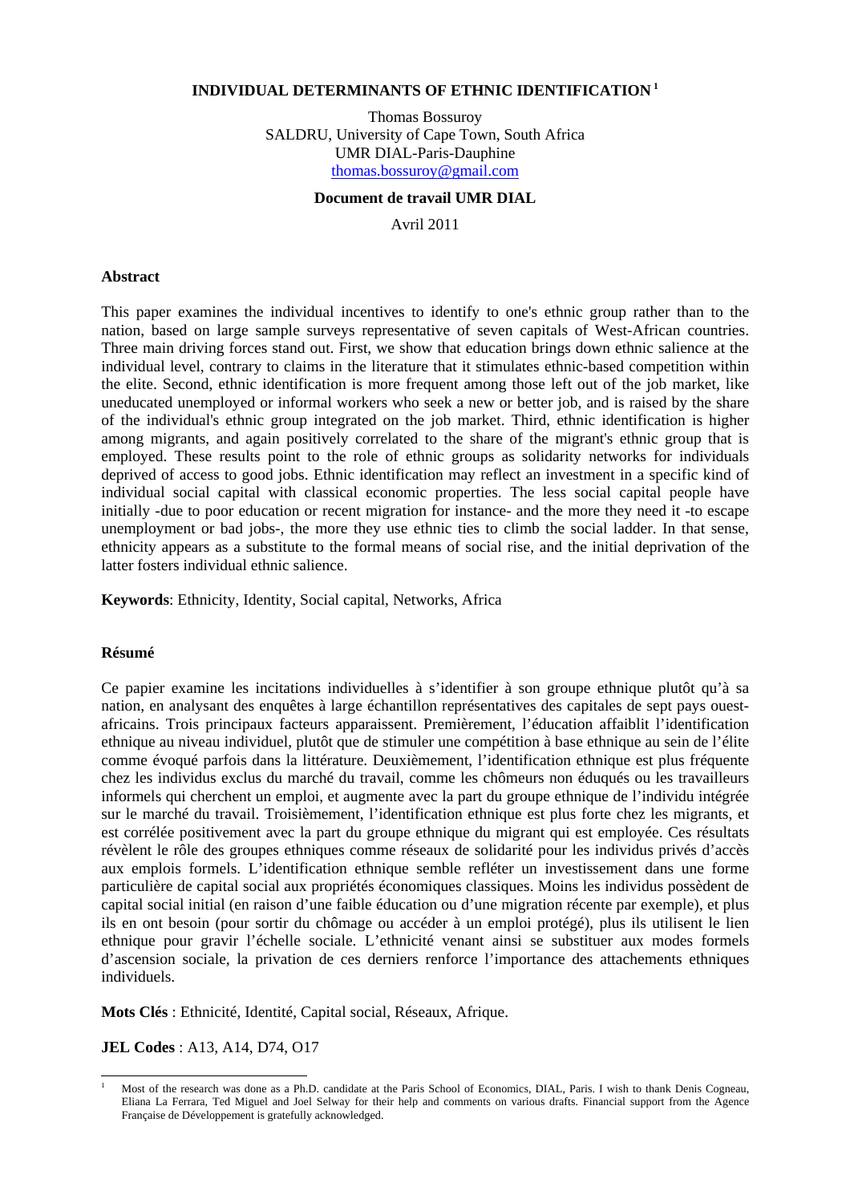**INDIVIDUAL DETERMINANTS OF ETHNIC IDENTIFICATION** [1]

Thomas Bossuroy
SALDRU, University of Cape Town, South Africa
UMR DIAL-Paris-Dauphine
thomas.bossuroy@gmail.com

**Document de travail UMR DIAL**

Avril 2011

**Abstract**

This paper examines the individual incentives to identify to one's ethnic group rather than to the nation, based on large sample surveys representative of seven capitals of West-African countries. Three main driving forces stand out. First, we show that education brings down ethnic salience at the individual level, contrary to claims in the literature that it stimulates ethnic-based competition within the elite. Second, ethnic identification is more frequent among those left out of the job market, like uneducated unemployed or informal workers who seek a new or better job, and is raised by the share of the individual's ethnic group integrated on the job market. Third, ethnic identification is higher among migrants, and again positively correlated to the share of the migrant's ethnic group that is employed. These results point to the role of ethnic groups as solidarity networks for individuals deprived of access to good jobs. Ethnic identification may reflect an investment in a specific kind of individual social capital with classical economic properties. The less social capital people have initially -due to poor education or recent migration for instance- and the more they need it -to escape unemployment or bad jobs-, the more they use ethnic ties to climb the social ladder. In that sense, ethnicity appears as a substitute to the formal means of social rise, and the initial deprivation of the latter fosters individual ethnic salience.

**Keywords**: Ethnicity, Identity, Social capital, Networks, Africa

**Résumé**

Ce papier examine les incitations individuelles à s'identifier à son groupe ethnique plutôt qu'à sa nation, en analysant des enquêtes à large échantillon représentatives des capitales de sept pays ouest-africains. Trois principaux facteurs apparaissent. Premièrement, l'éducation affaiblit l'identification ethnique au niveau individuel, plutôt que de stimuler une compétition à base ethnique au sein de l'élite comme évoqué parfois dans la littérature. Deuxièmement, l'identification ethnique est plus fréquente chez les individus exclus du marché du travail, comme les chômeurs non éduqués ou les travailleurs informels qui cherchent un emploi, et augmente avec la part du groupe ethnique de l'individu intégrée sur le marché du travail. Troisièmement, l'identification ethnique est plus forte chez les migrants, et est corrélée positivement avec la part du groupe ethnique du migrant qui est employée. Ces résultats révèlent le rôle des groupes ethniques comme réseaux de solidarité pour les individus privés d'accès aux emplois formels. L'identification ethnique semble refléter un investissement dans une forme particulière de capital social aux propriétés économiques classiques. Moins les individus possèdent de capital social initial (en raison d'une faible éducation ou d'une migration récente par exemple), et plus ils en ont besoin (pour sortir du chômage ou accéder à un emploi protégé), plus ils utilisent le lien ethnique pour gravir l'échelle sociale. L'ethnicité venant ainsi se substituer aux modes formels d'ascension sociale, la privation de ces derniers renforce l'importance des attachements ethniques individuels.

**Mots Clés** : Ethnicité, Identité, Capital social, Réseaux, Afrique.

**JEL Codes** : A13, A14, D74, O17

[1] Most of the research was done as a Ph.D. candidate at the Paris School of Economics, DIAL, Paris. I wish to thank Denis Cogneau, Eliana La Ferrara, Ted Miguel and Joel Selway for their help and comments on various drafts. Financial support from the Agence Française de Développement is gratefully acknowledged.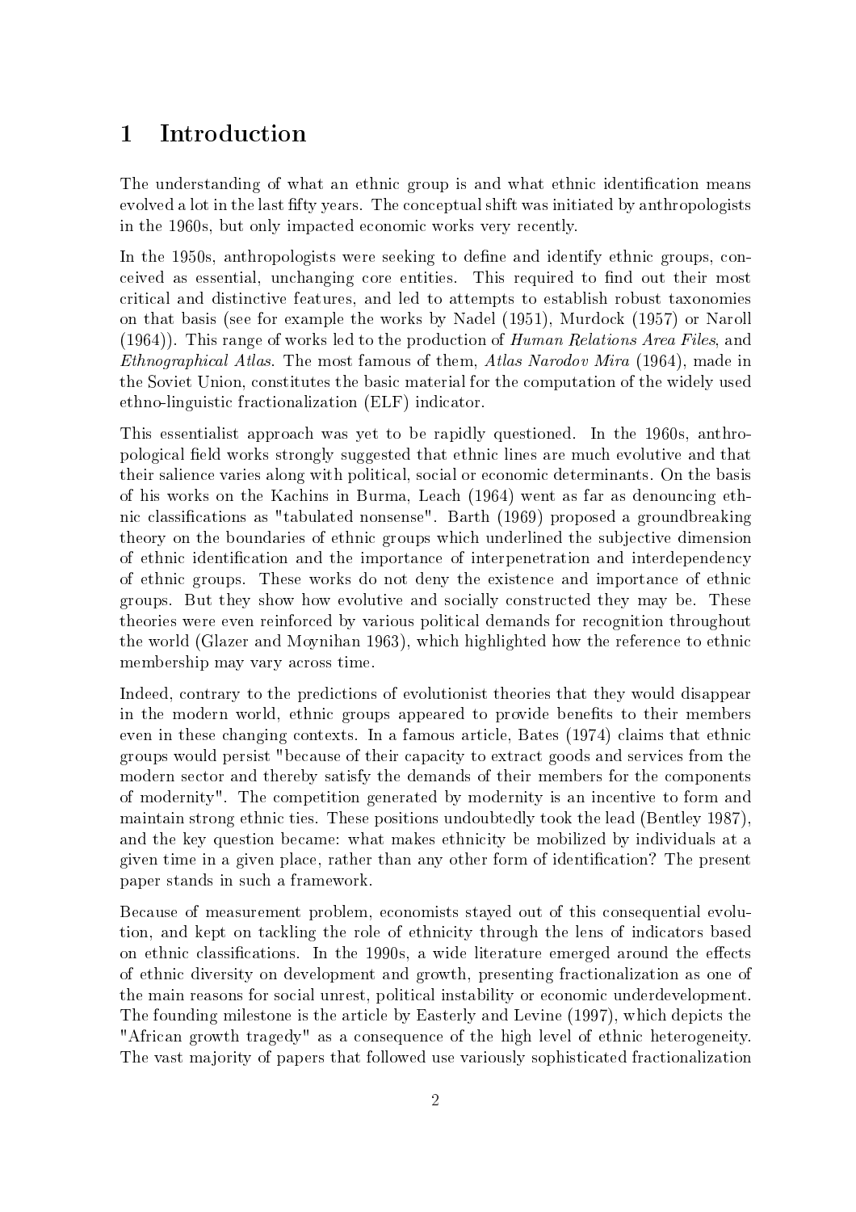# 1 Introduction

The understanding of what an ethnic group is and what ethnic identification means evolved a lot in the last fifty years. The conceptual shift was initiated by anthropologists in the 1960s, but only impacted economic works very recently.

In the 1950s, anthropologists were seeking to define and identify ethnic groups, conceived as essential, unchanging core entities. This required to find out their most critical and distinctive features, and led to attempts to establish robust taxonomies on that basis (see for example the works by Nadel (1951), Murdock (1957) or Naroll (1964)). This range of works led to the production of *Human Relations Area Files*, and *Ethnographical Atlas*. The most famous of them, *Atlas Narodov Mira* (1964), made in the Soviet Union, constitutes the basic material for the computation of the widely used ethno-linguistic fractionalization (ELF) indicator.

This essentialist approach was yet to be rapidly questioned. In the 1960s, anthropological field works strongly suggested that ethnic lines are much evolutive and that their salience varies along with political, social or economic determinants. On the basis of his works on the Kachins in Burma, Leach (1964) went as far as denouncing ethnic classifications as "tabulated nonsense". Barth (1969) proposed a groundbreaking theory on the boundaries of ethnic groups which underlined the subjective dimension of ethnic identification and the importance of interpenetration and interdependency of ethnic groups. These works do not deny the existence and importance of ethnic groups. But they show how evolutive and socially constructed they may be. These theories were even reinforced by various political demands for recognition throughout the world (Glazer and Moynihan 1963), which highlighted how the reference to ethnic membership may vary across time.

Indeed, contrary to the predictions of evolutionist theories that they would disappear in the modern world, ethnic groups appeared to provide benefits to their members even in these changing contexts. In a famous article, Bates (1974) claims that ethnic groups would persist "because of their capacity to extract goods and services from the modern sector and thereby satisfy the demands of their members for the components of modernity". The competition generated by modernity is an incentive to form and maintain strong ethnic ties. These positions undoubtedly took the lead (Bentley 1987), and the key question became: what makes ethnicity be mobilized by individuals at a given time in a given place, rather than any other form of identification? The present paper stands in such a framework.

Because of measurement problem, economists stayed out of this consequential evolution, and kept on tackling the role of ethnicity through the lens of indicators based on ethnic classifications. In the 1990s, a wide literature emerged around the effects of ethnic diversity on development and growth, presenting fractionalization as one of the main reasons for social unrest, political instability or economic underdevelopment. The founding milestone is the article by Easterly and Levine (1997), which depicts the "African growth tragedy" as a consequence of the high level of ethnic heterogeneity. The vast majority of papers that followed use variously sophisticated fractionalization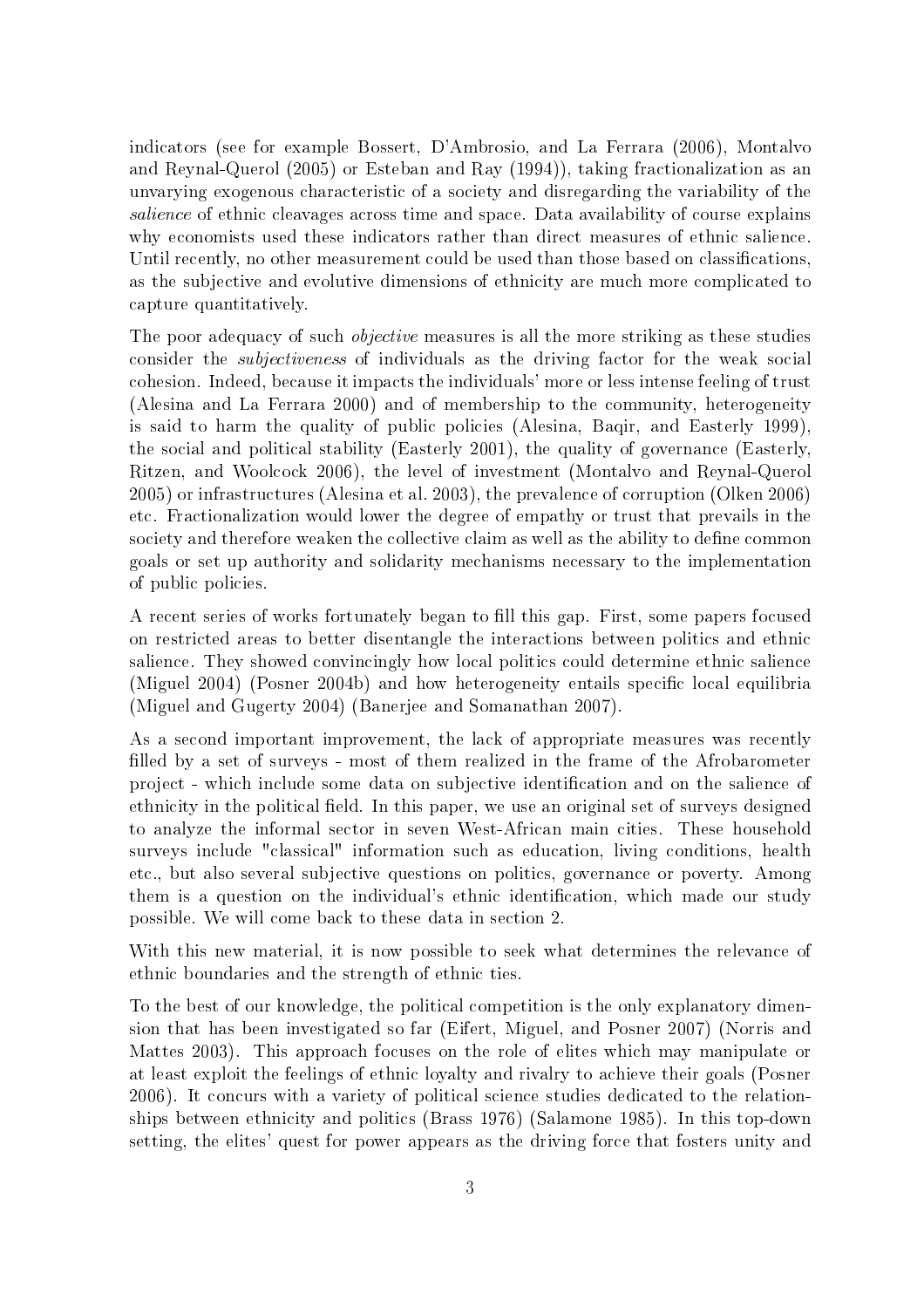indicators (see for example Bossert, D'Ambrosio, and La Ferrara (2006), Montalvo and Reynal-Querol (2005) or Esteban and Ray (1994)), taking fractionalization as an unvarying exogenous characteristic of a society and disregarding the variability of the *salience* of ethnic cleavages across time and space. Data availability of course explains why economists used these indicators rather than direct measures of ethnic salience. Until recently, no other measurement could be used than those based on classifications, as the subjective and evolutive dimensions of ethnicity are much more complicated to capture quantitatively.

The poor adequacy of such *objective* measures is all the more striking as these studies consider the *subjectiveness* of individuals as the driving factor for the weak social cohesion. Indeed, because it impacts the individuals' more or less intense feeling of trust (Alesina and La Ferrara 2000) and of membership to the community, heterogeneity is said to harm the quality of public policies (Alesina, Baqir, and Easterly 1999), the social and political stability (Easterly 2001), the quality of governance (Easterly, Ritzen, and Woolcock 2006), the level of investment (Montalvo and Reynal-Querol 2005) or infrastructures (Alesina et al. 2003), the prevalence of corruption (Olken 2006) etc. Fractionalization would lower the degree of empathy or trust that prevails in the society and therefore weaken the collective claim as well as the ability to define common goals or set up authority and solidarity mechanisms necessary to the implementation of public policies.

A recent series of works fortunately began to fill this gap. First, some papers focused on restricted areas to better disentangle the interactions between politics and ethnic salience. They showed convincingly how local politics could determine ethnic salience (Miguel 2004) (Posner 2004b) and how heterogeneity entails specific local equilibria (Miguel and Gugerty 2004) (Banerjee and Somanathan 2007).

As a second important improvement, the lack of appropriate measures was recently filled by a set of surveys - most of them realized in the frame of the Afrobarometer project - which include some data on subjective identification and on the salience of ethnicity in the political field. In this paper, we use an original set of surveys designed to analyze the informal sector in seven West-African main cities. These household surveys include "classical" information such as education, living conditions, health etc., but also several subjective questions on politics, governance or poverty. Among them is a question on the individual's ethnic identification, which made our study possible. We will come back to these data in section 2.

With this new material, it is now possible to seek what determines the relevance of ethnic boundaries and the strength of ethnic ties.

To the best of our knowledge, the political competition is the only explanatory dimension that has been investigated so far (Eifert, Miguel, and Posner 2007) (Norris and Mattes 2003). This approach focuses on the role of elites which may manipulate or at least exploit the feelings of ethnic loyalty and rivalry to achieve their goals (Posner 2006). It concurs with a variety of political science studies dedicated to the relationships between ethnicity and politics (Brass 1976) (Salamone 1985). In this top-down setting, the elites' quest for power appears as the driving force that fosters unity and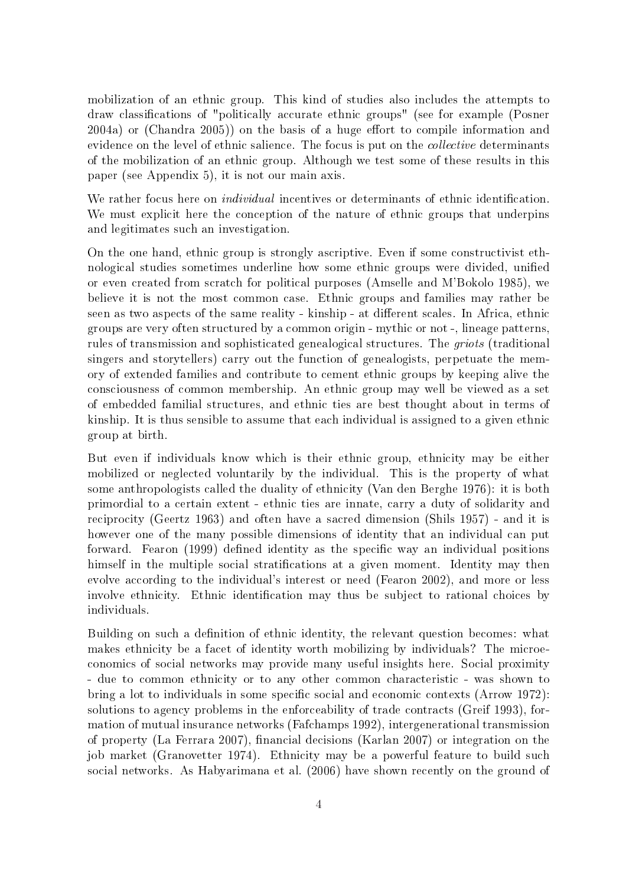mobilization of an ethnic group. This kind of studies also includes the attempts to draw classifications of "politically accurate ethnic groups" (see for example (Posner 2004a) or (Chandra 2005)) on the basis of a huge effort to compile information and evidence on the level of ethnic salience. The focus is put on the *collective* determinants of the mobilization of an ethnic group. Although we test some of these results in this paper (see Appendix 5), it is not our main axis.

We rather focus here on *individual* incentives or determinants of ethnic identification. We must explicit here the conception of the nature of ethnic groups that underpins and legitimates such an investigation.

On the one hand, ethnic group is strongly ascriptive. Even if some constructivist ethnological studies sometimes underline how some ethnic groups were divided, unified or even created from scratch for political purposes (Amselle and M'Bokolo 1985), we believe it is not the most common case. Ethnic groups and families may rather be seen as two aspects of the same reality - kinship - at different scales. In Africa, ethnic groups are very often structured by a common origin - mythic or not -, lineage patterns, rules of transmission and sophisticated genealogical structures. The *griots* (traditional singers and storytellers) carry out the function of genealogists, perpetuate the memory of extended families and contribute to cement ethnic groups by keeping alive the consciousness of common membership. An ethnic group may well be viewed as a set of embedded familial structures, and ethnic ties are best thought about in terms of kinship. It is thus sensible to assume that each individual is assigned to a given ethnic group at birth.

But even if individuals know which is their ethnic group, ethnicity may be either mobilized or neglected voluntarily by the individual. This is the property of what some anthropologists called the duality of ethnicity (Van den Berghe 1976): it is both primordial to a certain extent - ethnic ties are innate, carry a duty of solidarity and reciprocity (Geertz 1963) and often have a sacred dimension (Shils 1957) - and it is however one of the many possible dimensions of identity that an individual can put forward. Fearon (1999) defined identity as the specific way an individual positions himself in the multiple social stratifications at a given moment. Identity may then evolve according to the individual's interest or need (Fearon 2002), and more or less involve ethnicity. Ethnic identification may thus be subject to rational choices by individuals.

Building on such a definition of ethnic identity, the relevant question becomes: what makes ethnicity be a facet of identity worth mobilizing by individuals? The microeconomics of social networks may provide many useful insights here. Social proximity - due to common ethnicity or to any other common characteristic - was shown to bring a lot to individuals in some specific social and economic contexts (Arrow 1972): solutions to agency problems in the enforceability of trade contracts (Greif 1993), formation of mutual insurance networks (Fafchamps 1992), intergenerational transmission of property (La Ferrara 2007), financial decisions (Karlan 2007) or integration on the job market (Granovetter 1974). Ethnicity may be a powerful feature to build such social networks. As Habyarimana et al. (2006) have shown recently on the ground of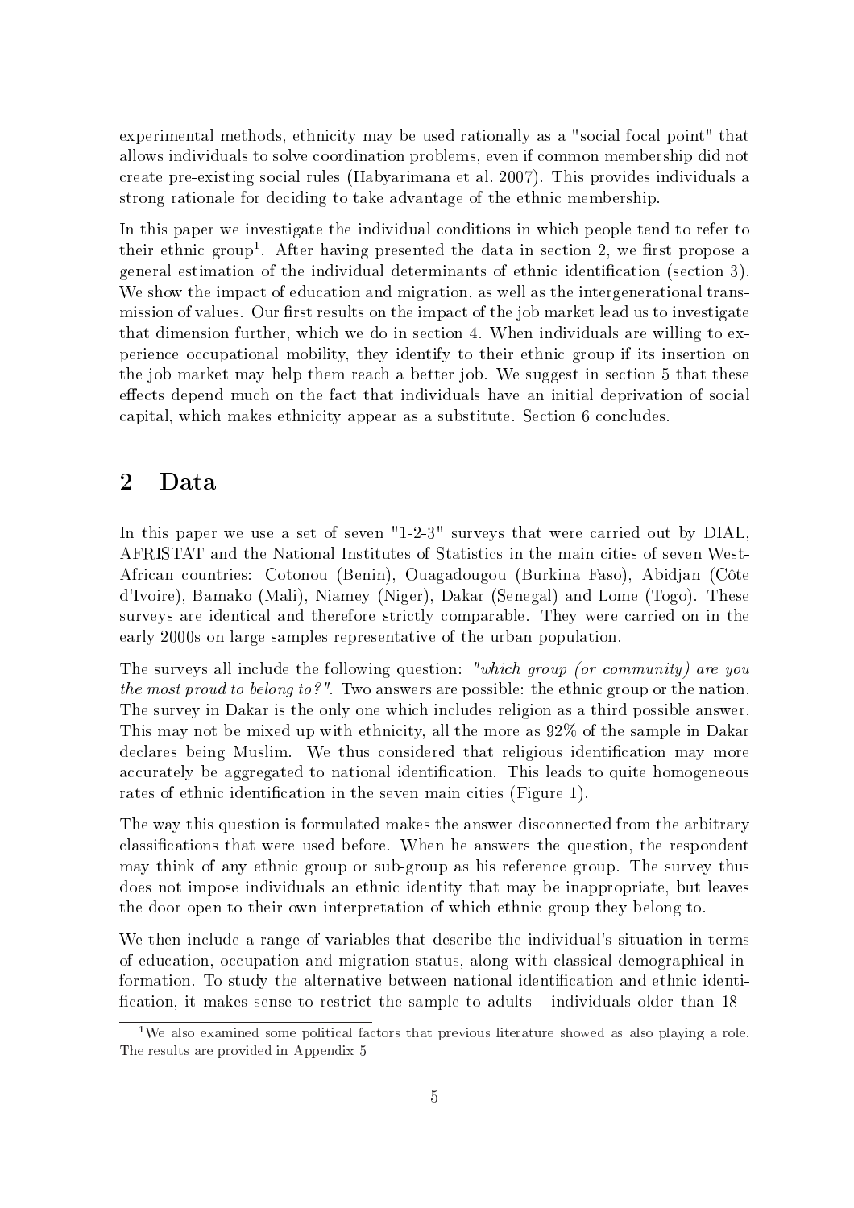experimental methods, ethnicity may be used rationally as a "social focal point" that allows individuals to solve coordination problems, even if common membership did not create pre-existing social rules (Habyarimana et al. 2007). This provides individuals a strong rationale for deciding to take advantage of the ethnic membership.

In this paper we investigate the individual conditions in which people tend to refer to their ethnic group[1]. After having presented the data in section 2, we first propose a general estimation of the individual determinants of ethnic identification (section 3). We show the impact of education and migration, as well as the intergenerational transmission of values. Our first results on the impact of the job market lead us to investigate that dimension further, which we do in section 4. When individuals are willing to experience occupational mobility, they identify to their ethnic group if its insertion on the job market may help them reach a better job. We suggest in section 5 that these effects depend much on the fact that individuals have an initial deprivation of social capital, which makes ethnicity appear as a substitute. Section 6 concludes.

## 2 Data

In this paper we use a set of seven "1-2-3" surveys that were carried out by DIAL, AFRISTAT and the National Institutes of Statistics in the main cities of seven West-African countries: Cotonou (Benin), Ouagadougou (Burkina Faso), Abidjan (Côte d'Ivoire), Bamako (Mali), Niamey (Niger), Dakar (Senegal) and Lome (Togo). These surveys are identical and therefore strictly comparable. They were carried on in the early 2000s on large samples representative of the urban population.

The surveys all include the following question: *"which group (or community) are you the most proud to belong to?"*. Two answers are possible: the ethnic group or the nation. The survey in Dakar is the only one which includes religion as a third possible answer. This may not be mixed up with ethnicity, all the more as 92% of the sample in Dakar declares being Muslim. We thus considered that religious identification may more accurately be aggregated to national identification. This leads to quite homogeneous rates of ethnic identification in the seven main cities (Figure 1).

The way this question is formulated makes the answer disconnected from the arbitrary classifications that were used before. When he answers the question, the respondent may think of any ethnic group or sub-group as his reference group. The survey thus does not impose individuals an ethnic identity that may be inappropriate, but leaves the door open to their own interpretation of which ethnic group they belong to.

We then include a range of variables that describe the individual's situation in terms of education, occupation and migration status, along with classical demographical information. To study the alternative between national identification and ethnic identification, it makes sense to restrict the sample to adults - individuals older than 18 -

[1] We also examined some political factors that previous literature showed as also playing a role. The results are provided in Appendix 5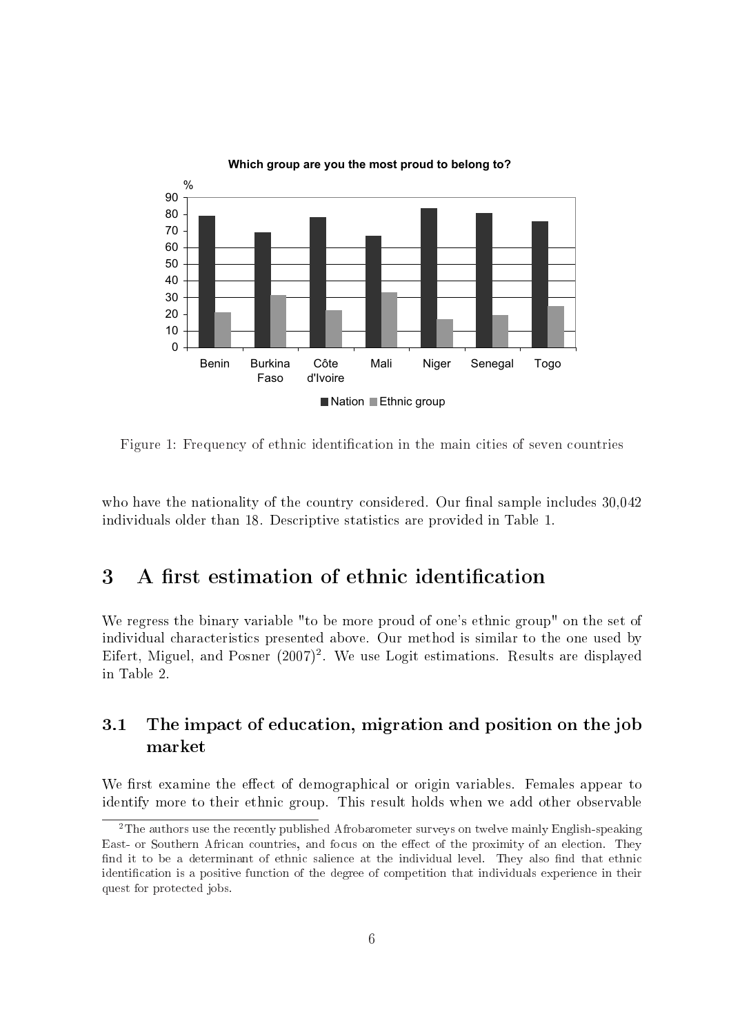Figure 1: Frequency of ethnic identification in the main cities of seven countries

who have the nationality of the country considered. Our final sample includes 30,042 individuals older than 18. Descriptive statistics are provided in Table 1.

# 3 A first estimation of ethnic identification

We regress the binary variable "to be more proud of one's ethnic group" on the set of individual characteristics presented above. Our method is similar to the one used by Eifert, Miguel, and Posner (2007)[2]. We use Logit estimations. Results are displayed in Table 2.

## 3.1 The impact of education, migration and position on the job market

We first examine the effect of demographical or origin variables. Females appear to identify more to their ethnic group. This result holds when we add other observable

[2] The authors use the recently published Afrobarometer surveys on twelve mainly English-speaking East- or Southern African countries, and focus on the effect of the proximity of an election. They find it to be a determinant of ethnic salience at the individual level. They also find that ethnic identification is a positive function of the degree of competition that individuals experience in their quest for protected jobs.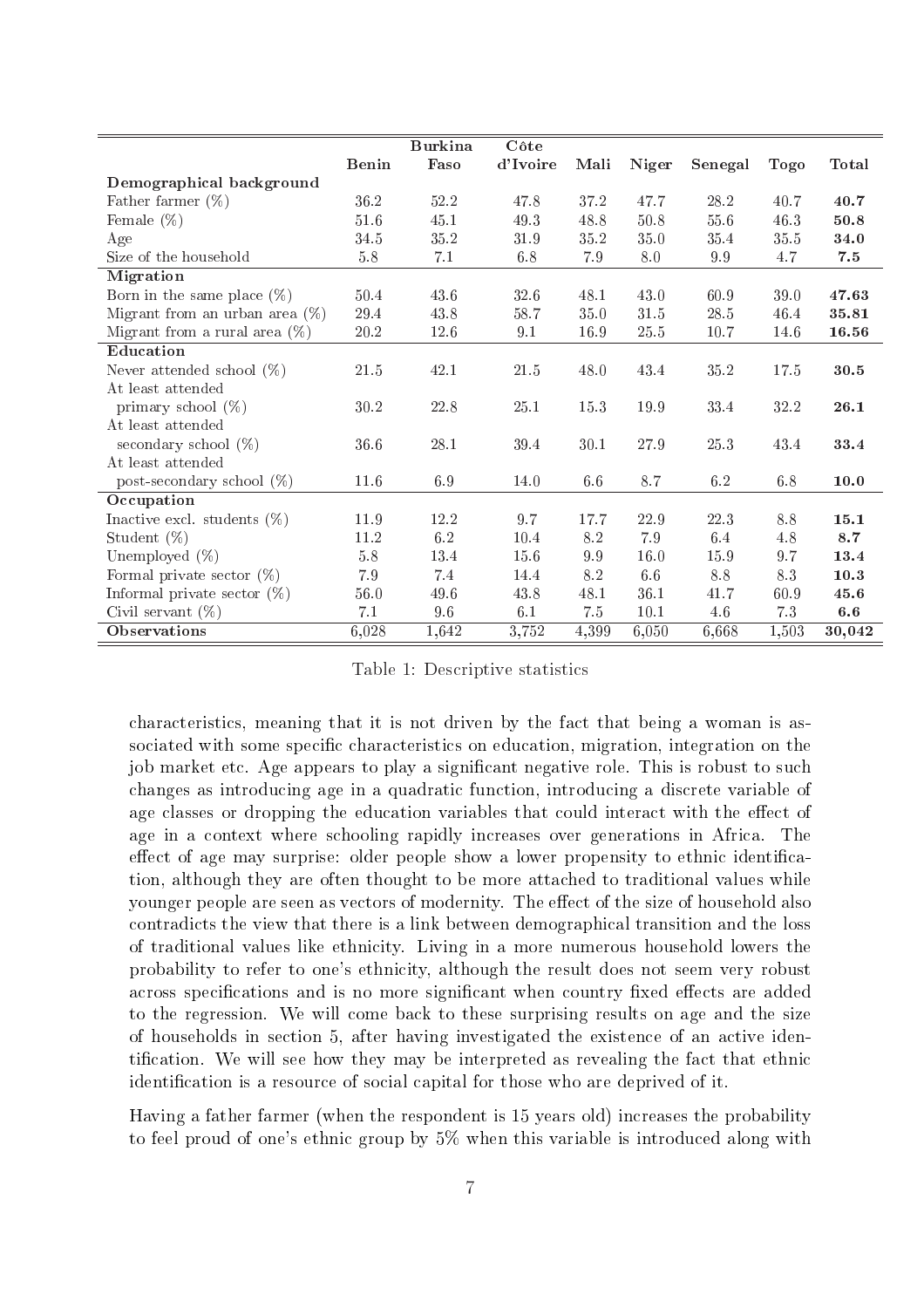| | Benin | Burkina Faso | Côte d'Ivoire | Mali | Niger | Senegal | Togo | Total |
|---|---|---|---|---|---|---|---|---|
| **Demographical background** | | | | | | | | |
| Father farmer (%) | 36.2 | 52.2 | 47.8 | 37.2 | 47.7 | 28.2 | 40.7 | **40.7** |
| Female (%) | 51.6 | 45.1 | 49.3 | 48.8 | 50.8 | 55.6 | 46.3 | **50.8** |
| Age | 34.5 | 35.2 | 31.9 | 35.2 | 35.0 | 35.4 | 35.5 | **34.0** |
| Size of the household | 5.8 | 7.1 | 6.8 | 7.9 | 8.0 | 9.9 | 4.7 | **7.5** |
| **Migration** | | | | | | | | |
| Born in the same place (%) | 50.4 | 43.6 | 32.6 | 48.1 | 43.0 | 60.9 | 39.0 | **47.63** |
| Migrant from an urban area (%) | 29.4 | 43.8 | 58.7 | 35.0 | 31.5 | 28.5 | 46.4 | **35.81** |
| Migrant from a rural area (%) | 20.2 | 12.6 | 9.1 | 16.9 | 25.5 | 10.7 | 14.6 | **16.56** |
| **Education** | | | | | | | | |
| Never attended school (%) | 21.5 | 42.1 | 21.5 | 48.0 | 43.4 | 35.2 | 17.5 | **30.5** |
| At least attended primary school (%) | 30.2 | 22.8 | 25.1 | 15.3 | 19.9 | 33.4 | 32.2 | **26.1** |
| At least attended secondary school (%) | 36.6 | 28.1 | 39.4 | 30.1 | 27.9 | 25.3 | 43.4 | **33.4** |
| At least attended post-secondary school (%) | 11.6 | 6.9 | 14.0 | 6.6 | 8.7 | 6.2 | 6.8 | **10.0** |
| **Occupation** | | | | | | | | |
| Inactive excl. students (%) | 11.9 | 12.2 | 9.7 | 17.7 | 22.9 | 22.3 | 8.8 | **15.1** |
| Student (%) | 11.2 | 6.2 | 10.4 | 8.2 | 7.9 | 6.4 | 4.8 | **8.7** |
| Unemployed (%) | 5.8 | 13.4 | 15.6 | 9.9 | 16.0 | 15.9 | 9.7 | **13.4** |
| Formal private sector (%) | 7.9 | 7.4 | 14.4 | 8.2 | 6.6 | 8.8 | 8.3 | **10.3** |
| Informal private sector (%) | 56.0 | 49.6 | 43.8 | 48.1 | 36.1 | 41.7 | 60.9 | **45.6** |
| Civil servant (%) | 7.1 | 9.6 | 6.1 | 7.5 | 10.1 | 4.6 | 7.3 | **6.6** |
| **Observations** | 6,028 | 1,642 | 3,752 | 4,399 | 6,050 | 6,668 | 1,503 | **30,042** |

Table 1: Descriptive statistics

characteristics, meaning that it is not driven by the fact that being a woman is associated with some specific characteristics on education, migration, integration on the job market etc. Age appears to play a significant negative role. This is robust to such changes as introducing age in a quadratic function, introducing a discrete variable of age classes or dropping the education variables that could interact with the effect of age in a context where schooling rapidly increases over generations in Africa. The effect of age may surprise: older people show a lower propensity to ethnic identification, although they are often thought to be more attached to traditional values while younger people are seen as vectors of modernity. The effect of the size of household also contradicts the view that there is a link between demographical transition and the loss of traditional values like ethnicity. Living in a more numerous household lowers the probability to refer to one's ethnicity, although the result does not seem very robust across specifications and is no more significant when country fixed effects are added to the regression. We will come back to these surprising results on age and the size of households in section 5, after having investigated the existence of an active identification. We will see how they may be interpreted as revealing the fact that ethnic identification is a resource of social capital for those who are deprived of it.

Having a father farmer (when the respondent is 15 years old) increases the probability to feel proud of one's ethnic group by 5% when this variable is introduced along with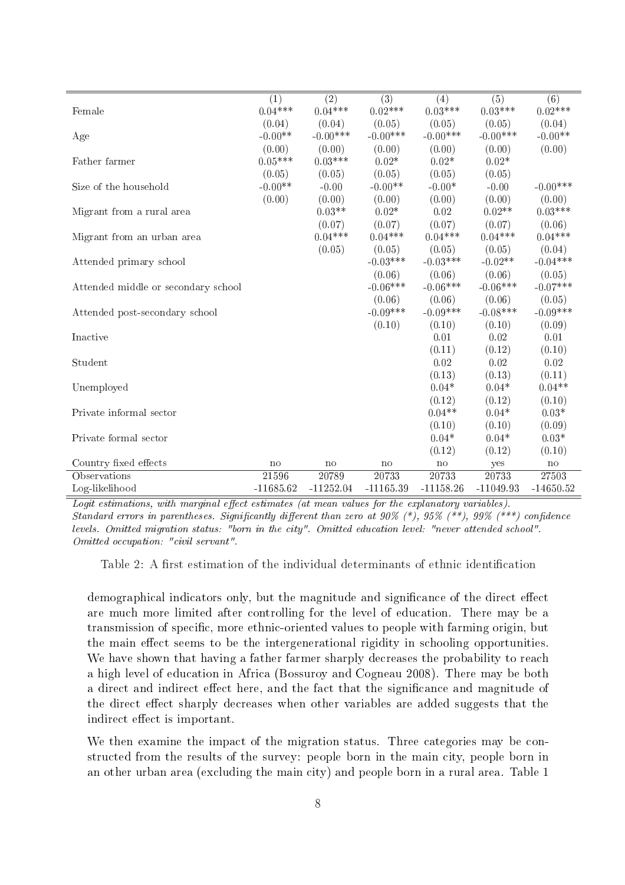| | (1) | (2) | (3) | (4) | (5) | (6) |
|---|---|---|---|---|---|---|
| Female | 0.04*** | 0.04*** | 0.02*** | 0.03*** | 0.03*** | 0.02*** |
| | (0.04) | (0.04) | (0.05) | (0.05) | (0.05) | (0.04) |
| Age | -0.00** | -0.00*** | -0.00*** | -0.00*** | -0.00*** | -0.00** |
| | (0.00) | (0.00) | (0.00) | (0.00) | (0.00) | (0.00) |
| Father farmer | 0.05*** | 0.03*** | 0.02* | 0.02* | 0.02* | |
| | (0.05) | (0.05) | (0.05) | (0.05) | (0.05) | |
| Size of the household | -0.00** | -0.00 | -0.00** | -0.00* | -0.00 | -0.00*** |
| | (0.00) | (0.00) | (0.00) | (0.00) | (0.00) | (0.00) |
| Migrant from a rural area | | 0.03** | 0.02* | 0.02 | 0.02** | 0.03*** |
| | | (0.07) | (0.07) | (0.07) | (0.07) | (0.06) |
| Migrant from an urban area | | 0.04*** | 0.04*** | 0.04*** | 0.04*** | 0.04*** |
| | | (0.05) | (0.05) | (0.05) | (0.05) | (0.04) |
| Attended primary school | | | -0.03*** | -0.03*** | -0.02** | -0.04*** |
| | | | (0.06) | (0.06) | (0.06) | (0.05) |
| Attended middle or secondary school | | | -0.06*** | -0.06*** | -0.06*** | -0.07*** |
| | | | (0.06) | (0.06) | (0.06) | (0.05) |
| Attended post-secondary school | | | -0.09*** | -0.09*** | -0.08*** | -0.09*** |
| | | | (0.10) | (0.10) | (0.10) | (0.09) |
| Inactive | | | | 0.01 | 0.02 | 0.01 |
| | | | | (0.11) | (0.12) | (0.10) |
| Student | | | | 0.02 | 0.02 | 0.02 |
| | | | | (0.13) | (0.13) | (0.11) |
| Unemployed | | | | 0.04* | 0.04* | 0.04** |
| | | | | (0.12) | (0.12) | (0.10) |
| Private informal sector | | | | 0.04** | 0.04* | 0.03* |
| | | | | (0.10) | (0.10) | (0.09) |
| Private formal sector | | | | 0.04* | 0.04* | 0.03* |
| | | | | (0.12) | (0.12) | (0.10) |
| Country fixed effects | no | no | no | no | yes | no |
| Observations | 21596 | 20789 | 20733 | 20733 | 20733 | 27503 |
| Log-likelihood | -11685.62 | -11252.04 | -11165.39 | -11158.26 | -11049.93 | -14650.52 |

*Logit estimations, with marginal effect estimates (at mean values for the explanatory variables). Standard errors in parentheses. Significantly different than zero at 90% (*), 95% (**), 99% (***) confidence levels. Omitted migration status: "born in the city". Omitted education level: "never attended school". Omitted occupation: "civil servant".*

Table 2: A first estimation of the individual determinants of ethnic identification

demographical indicators only, but the magnitude and significance of the direct effect are much more limited after controlling for the level of education. There may be a transmission of specific, more ethnic-oriented values to people with farming origin, but the main effect seems to be the intergenerational rigidity in schooling opportunities. We have shown that having a father farmer sharply decreases the probability to reach a high level of education in Africa (Bossuroy and Cogneau 2008). There may be both a direct and indirect effect here, and the fact that the significance and magnitude of the direct effect sharply decreases when other variables are added suggests that the indirect effect is important.

We then examine the impact of the migration status. Three categories may be constructed from the results of the survey: people born in the main city, people born in an other urban area (excluding the main city) and people born in a rural area. Table 1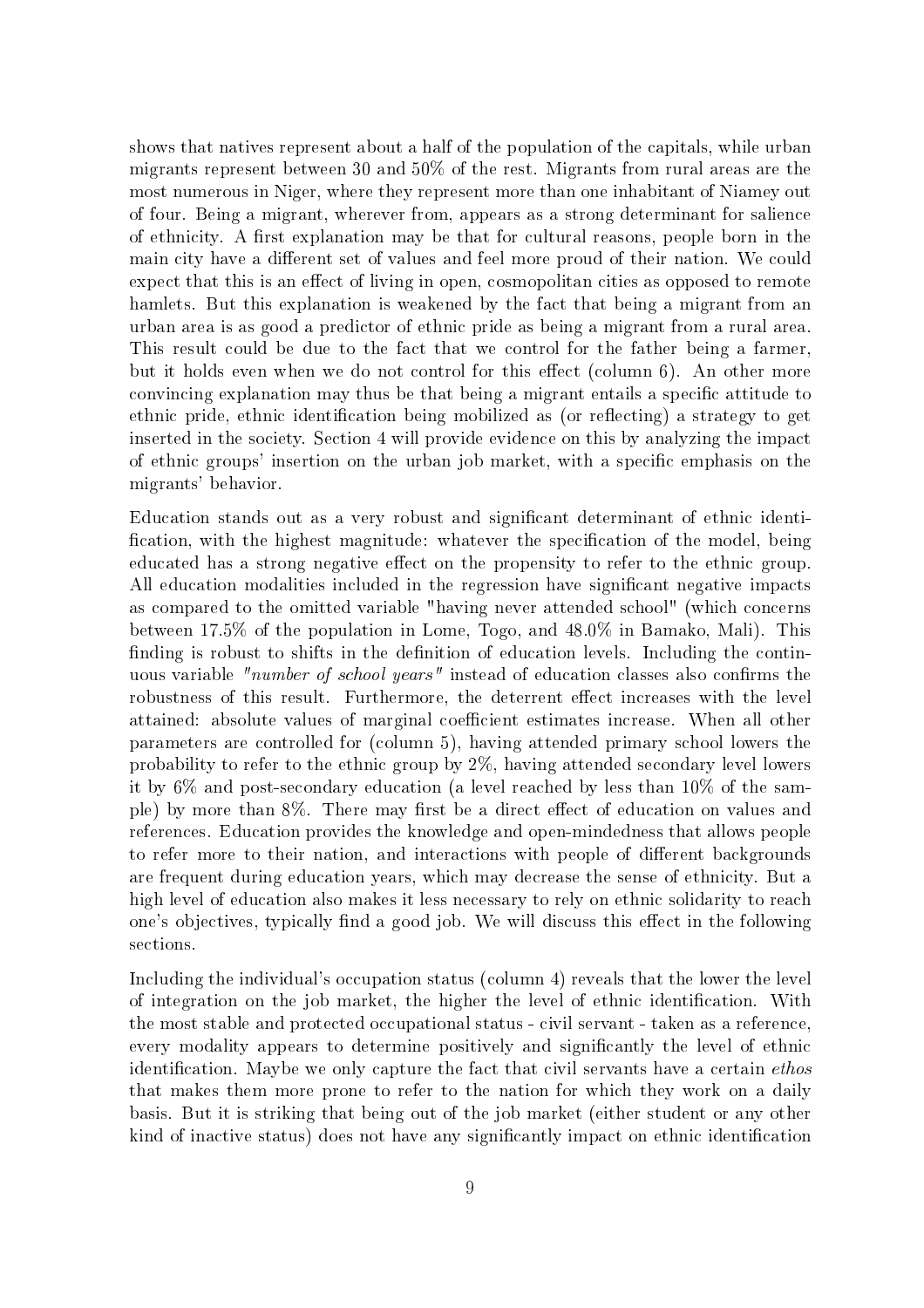shows that natives represent about a half of the population of the capitals, while urban migrants represent between 30 and 50% of the rest. Migrants from rural areas are the most numerous in Niger, where they represent more than one inhabitant of Niamey out of four. Being a migrant, wherever from, appears as a strong determinant for salience of ethnicity. A first explanation may be that for cultural reasons, people born in the main city have a different set of values and feel more proud of their nation. We could expect that this is an effect of living in open, cosmopolitan cities as opposed to remote hamlets. But this explanation is weakened by the fact that being a migrant from an urban area is as good a predictor of ethnic pride as being a migrant from a rural area. This result could be due to the fact that we control for the father being a farmer, but it holds even when we do not control for this effect (column 6). An other more convincing explanation may thus be that being a migrant entails a specific attitude to ethnic pride, ethnic identification being mobilized as (or reflecting) a strategy to get inserted in the society. Section 4 will provide evidence on this by analyzing the impact of ethnic groups' insertion on the urban job market, with a specific emphasis on the migrants' behavior.

Education stands out as a very robust and significant determinant of ethnic identification, with the highest magnitude: whatever the specification of the model, being educated has a strong negative effect on the propensity to refer to the ethnic group. All education modalities included in the regression have significant negative impacts as compared to the omitted variable "having never attended school" (which concerns between 17.5% of the population in Lome, Togo, and 48.0% in Bamako, Mali). This finding is robust to shifts in the definition of education levels. Including the continuous variable *"number of school years"* instead of education classes also confirms the robustness of this result. Furthermore, the deterrent effect increases with the level attained: absolute values of marginal coefficient estimates increase. When all other parameters are controlled for (column 5), having attended primary school lowers the probability to refer to the ethnic group by 2%, having attended secondary level lowers it by 6% and post-secondary education (a level reached by less than 10% of the sample) by more than 8%. There may first be a direct effect of education on values and references. Education provides the knowledge and open-mindedness that allows people to refer more to their nation, and interactions with people of different backgrounds are frequent during education years, which may decrease the sense of ethnicity. But a high level of education also makes it less necessary to rely on ethnic solidarity to reach one's objectives, typically find a good job. We will discuss this effect in the following sections.

Including the individual's occupation status (column 4) reveals that the lower the level of integration on the job market, the higher the level of ethnic identification. With the most stable and protected occupational status - civil servant - taken as a reference, every modality appears to determine positively and significantly the level of ethnic identification. Maybe we only capture the fact that civil servants have a certain *ethos* that makes them more prone to refer to the nation for which they work on a daily basis. But it is striking that being out of the job market (either student or any other kind of inactive status) does not have any significantly impact on ethnic identification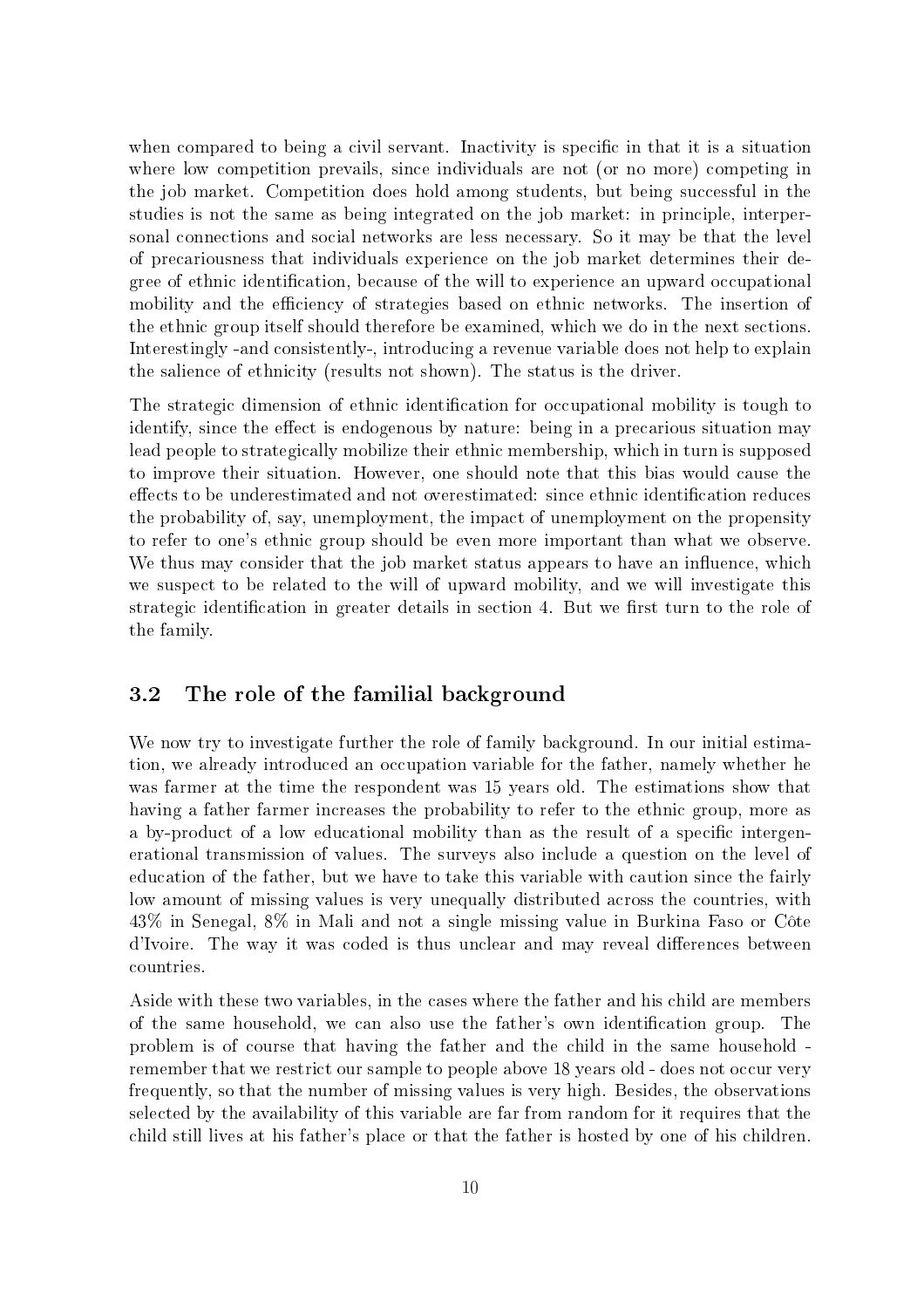when compared to being a civil servant. Inactivity is specific in that it is a situation where low competition prevails, since individuals are not (or no more) competing in the job market. Competition does hold among students, but being successful in the studies is not the same as being integrated on the job market: in principle, interpersonal connections and social networks are less necessary. So it may be that the level of precariousness that individuals experience on the job market determines their degree of ethnic identification, because of the will to experience an upward occupational mobility and the efficiency of strategies based on ethnic networks. The insertion of the ethnic group itself should therefore be examined, which we do in the next sections. Interestingly -and consistently-, introducing a revenue variable does not help to explain the salience of ethnicity (results not shown). The status is the driver.

The strategic dimension of ethnic identification for occupational mobility is tough to identify, since the effect is endogenous by nature: being in a precarious situation may lead people to strategically mobilize their ethnic membership, which in turn is supposed to improve their situation. However, one should note that this bias would cause the effects to be underestimated and not overestimated: since ethnic identification reduces the probability of, say, unemployment, the impact of unemployment on the propensity to refer to one's ethnic group should be even more important than what we observe. We thus may consider that the job market status appears to have an influence, which we suspect to be related to the will of upward mobility, and we will investigate this strategic identification in greater details in section 4. But we first turn to the role of the family.

## 3.2 The role of the familial background

We now try to investigate further the role of family background. In our initial estimation, we already introduced an occupation variable for the father, namely whether he was farmer at the time the respondent was 15 years old. The estimations show that having a father farmer increases the probability to refer to the ethnic group, more as a by-product of a low educational mobility than as the result of a specific intergenerational transmission of values. The surveys also include a question on the level of education of the father, but we have to take this variable with caution since the fairly low amount of missing values is very unequally distributed across the countries, with 43% in Senegal, 8% in Mali and not a single missing value in Burkina Faso or Côte d'Ivoire. The way it was coded is thus unclear and may reveal differences between countries.

Aside with these two variables, in the cases where the father and his child are members of the same household, we can also use the father's own identification group. The problem is of course that having the father and the child in the same household - remember that we restrict our sample to people above 18 years old - does not occur very frequently, so that the number of missing values is very high. Besides, the observations selected by the availability of this variable are far from random for it requires that the child still lives at his father's place or that the father is hosted by one of his children.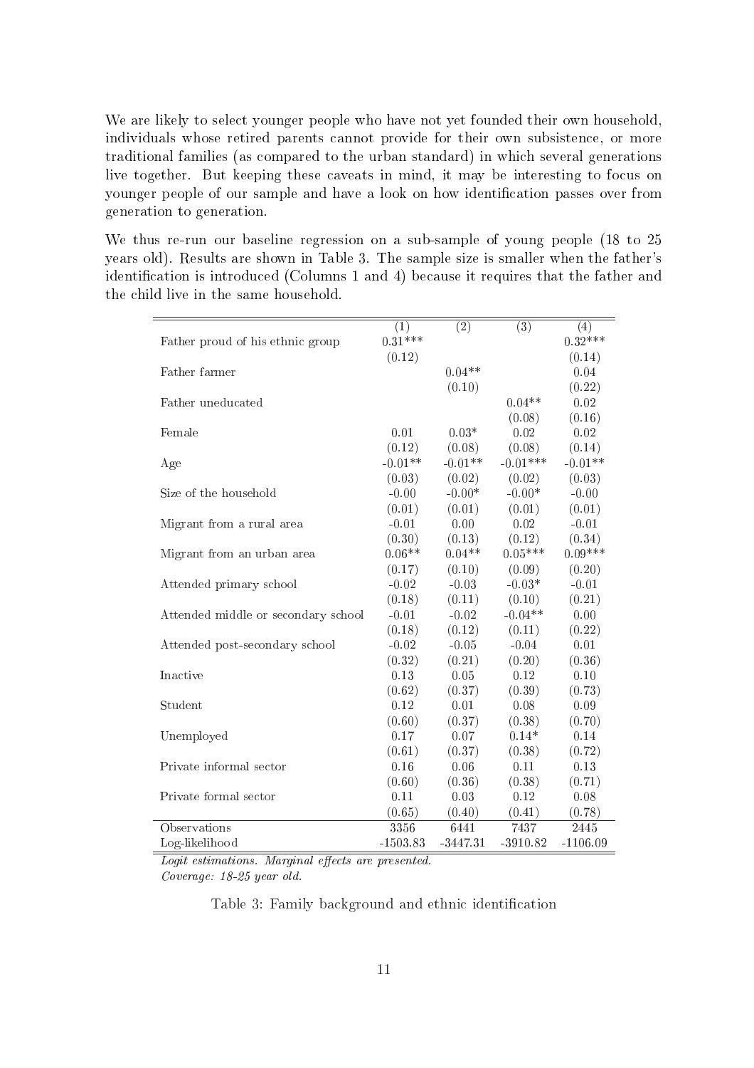We are likely to select younger people who have not yet founded their own household, individuals whose retired parents cannot provide for their own subsistence, or more traditional families (as compared to the urban standard) in which several generations live together. But keeping these caveats in mind, it may be interesting to focus on younger people of our sample and have a look on how identification passes over from generation to generation.

We thus re-run our baseline regression on a sub-sample of young people (18 to 25 years old). Results are shown in Table 3. The sample size is smaller when the father's identification is introduced (Columns 1 and 4) because it requires that the father and the child live in the same household.

| | (1) | (2) | (3) | (4) |
|---|---|---|---|---|
| Father proud of his ethnic group | 0.31*** | | | 0.32*** |
| | (0.12) | | | (0.14) |
| Father farmer | | 0.04** | | 0.04 |
| | | (0.10) | | (0.22) |
| Father uneducated | | | 0.04** | 0.02 |
| | | | (0.08) | (0.16) |
| Female | 0.01 | 0.03* | 0.02 | 0.02 |
| | (0.12) | (0.08) | (0.08) | (0.14) |
| Age | -0.01** | -0.01** | -0.01*** | -0.01** |
| | (0.03) | (0.02) | (0.02) | (0.03) |
| Size of the household | -0.00 | -0.00* | -0.00* | -0.00 |
| | (0.01) | (0.01) | (0.01) | (0.01) |
| Migrant from a rural area | -0.01 | 0.00 | 0.02 | -0.01 |
| | (0.30) | (0.13) | (0.12) | (0.34) |
| Migrant from an urban area | 0.06** | 0.04** | 0.05*** | 0.09*** |
| | (0.17) | (0.10) | (0.09) | (0.20) |
| Attended primary school | -0.02 | -0.03 | -0.03* | -0.01 |
| | (0.18) | (0.11) | (0.10) | (0.21) |
| Attended middle or secondary school | -0.01 | -0.02 | -0.04** | 0.00 |
| | (0.18) | (0.12) | (0.11) | (0.22) |
| Attended post-secondary school | -0.02 | -0.05 | -0.04 | 0.01 |
| | (0.32) | (0.21) | (0.20) | (0.36) |
| Inactive | 0.13 | 0.05 | 0.12 | 0.10 |
| | (0.62) | (0.37) | (0.39) | (0.73) |
| Student | 0.12 | 0.01 | 0.08 | 0.09 |
| | (0.60) | (0.37) | (0.38) | (0.70) |
| Unemployed | 0.17 | 0.07 | 0.14* | 0.14 |
| | (0.61) | (0.37) | (0.38) | (0.72) |
| Private informal sector | 0.16 | 0.06 | 0.11 | 0.13 |
| | (0.60) | (0.36) | (0.38) | (0.71) |
| Private formal sector | 0.11 | 0.03 | 0.12 | 0.08 |
| | (0.65) | (0.40) | (0.41) | (0.78) |
| Observations | 3356 | 6441 | 7437 | 2445 |
| Log-likelihood | -1503.83 | -3447.31 | -3910.82 | -1106.09 |

*Logit estimations. Marginal effects are presented.*
*Coverage: 18-25 year old.*

Table 3: Family background and ethnic identification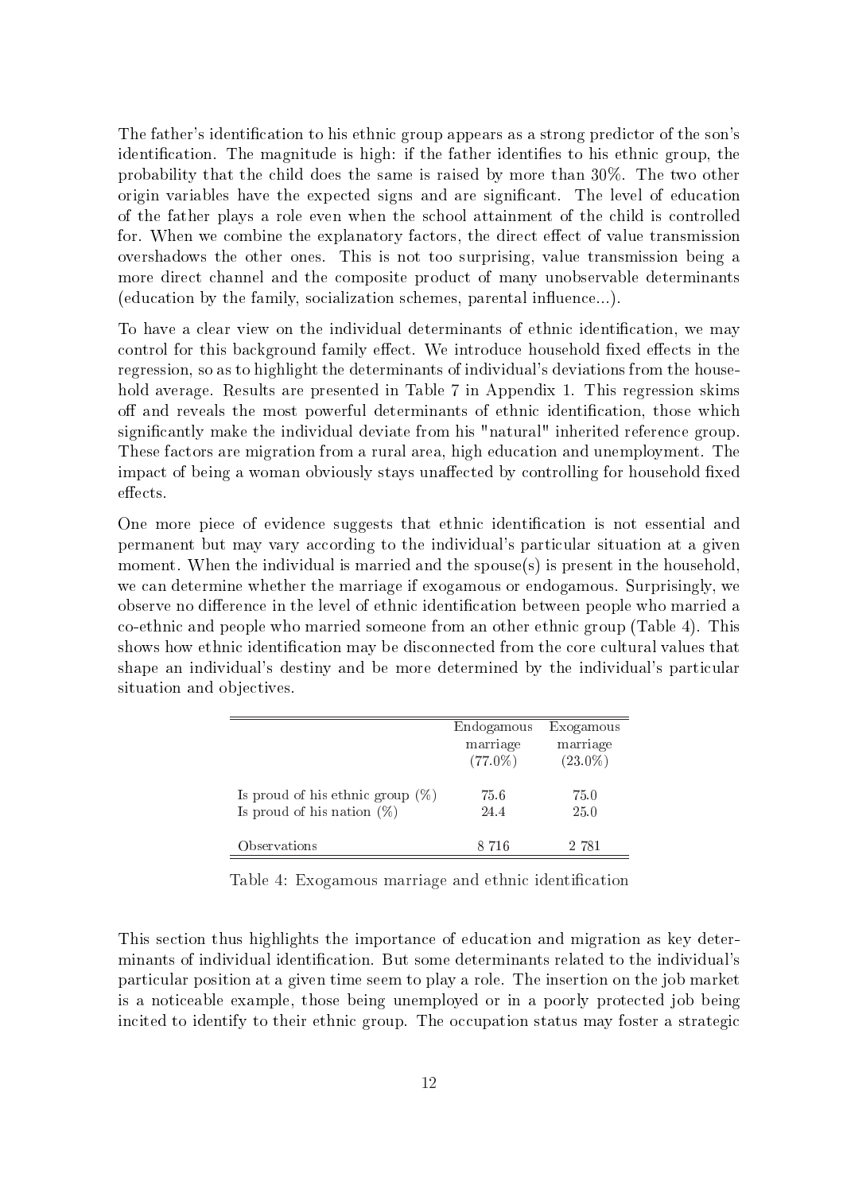The father's identification to his ethnic group appears as a strong predictor of the son's identification. The magnitude is high: if the father identifies to his ethnic group, the probability that the child does the same is raised by more than 30%. The two other origin variables have the expected signs and are significant. The level of education of the father plays a role even when the school attainment of the child is controlled for. When we combine the explanatory factors, the direct effect of value transmission overshadows the other ones. This is not too surprising, value transmission being a more direct channel and the composite product of many unobservable determinants (education by the family, socialization schemes, parental influence...).

To have a clear view on the individual determinants of ethnic identification, we may control for this background family effect. We introduce household fixed effects in the regression, so as to highlight the determinants of individual's deviations from the household average. Results are presented in Table 7 in Appendix 1. This regression skims off and reveals the most powerful determinants of ethnic identification, those which significantly make the individual deviate from his "natural" inherited reference group. These factors are migration from a rural area, high education and unemployment. The impact of being a woman obviously stays unaffected by controlling for household fixed effects.

One more piece of evidence suggests that ethnic identification is not essential and permanent but may vary according to the individual's particular situation at a given moment. When the individual is married and the spouse(s) is present in the household, we can determine whether the marriage if exogamous or endogamous. Surprisingly, we observe no difference in the level of ethnic identification between people who married a co-ethnic and people who married someone from an other ethnic group (Table 4). This shows how ethnic identification may be disconnected from the core cultural values that shape an individual's destiny and be more determined by the individual's particular situation and objectives.

| | Endogamous marriage (77.0%) | Exogamous marriage (23.0%) |
|---|---|---|
| Is proud of his ethnic group (%) | 75.6 | 75.0 |
| Is proud of his nation (%) | 24.4 | 25.0 |
| Observations | 8 716 | 2 781 |

Table 4: Exogamous marriage and ethnic identification

This section thus highlights the importance of education and migration as key determinants of individual identification. But some determinants related to the individual's particular position at a given time seem to play a role. The insertion on the job market is a noticeable example, those being unemployed or in a poorly protected job being incited to identify to their ethnic group. The occupation status may foster a strategic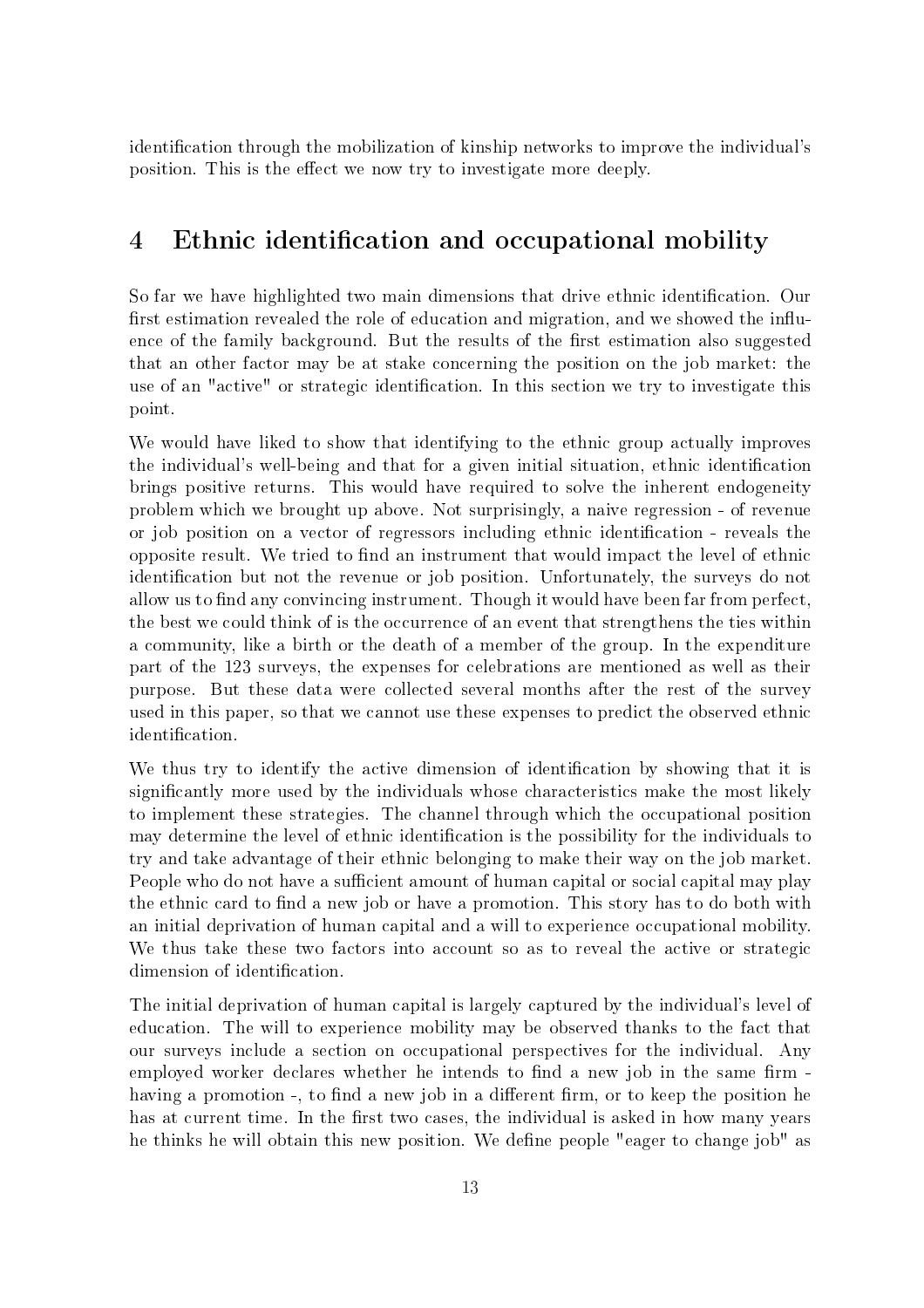identification through the mobilization of kinship networks to improve the individual's position. This is the effect we now try to investigate more deeply.

# 4 Ethnic identification and occupational mobility

So far we have highlighted two main dimensions that drive ethnic identification. Our first estimation revealed the role of education and migration, and we showed the influence of the family background. But the results of the first estimation also suggested that an other factor may be at stake concerning the position on the job market: the use of an "active" or strategic identification. In this section we try to investigate this point.

We would have liked to show that identifying to the ethnic group actually improves the individual's well-being and that for a given initial situation, ethnic identification brings positive returns. This would have required to solve the inherent endogeneity problem which we brought up above. Not surprisingly, a naive regression - of revenue or job position on a vector of regressors including ethnic identification - reveals the opposite result. We tried to find an instrument that would impact the level of ethnic identification but not the revenue or job position. Unfortunately, the surveys do not allow us to find any convincing instrument. Though it would have been far from perfect, the best we could think of is the occurrence of an event that strengthens the ties within a community, like a birth or the death of a member of the group. In the expenditure part of the 123 surveys, the expenses for celebrations are mentioned as well as their purpose. But these data were collected several months after the rest of the survey used in this paper, so that we cannot use these expenses to predict the observed ethnic identification.

We thus try to identify the active dimension of identification by showing that it is significantly more used by the individuals whose characteristics make the most likely to implement these strategies. The channel through which the occupational position may determine the level of ethnic identification is the possibility for the individuals to try and take advantage of their ethnic belonging to make their way on the job market. People who do not have a sufficient amount of human capital or social capital may play the ethnic card to find a new job or have a promotion. This story has to do both with an initial deprivation of human capital and a will to experience occupational mobility. We thus take these two factors into account so as to reveal the active or strategic dimension of identification.

The initial deprivation of human capital is largely captured by the individual's level of education. The will to experience mobility may be observed thanks to the fact that our surveys include a section on occupational perspectives for the individual. Any employed worker declares whether he intends to find a new job in the same firm - having a promotion -, to find a new job in a different firm, or to keep the position he has at current time. In the first two cases, the individual is asked in how many years he thinks he will obtain this new position. We define people "eager to change job" as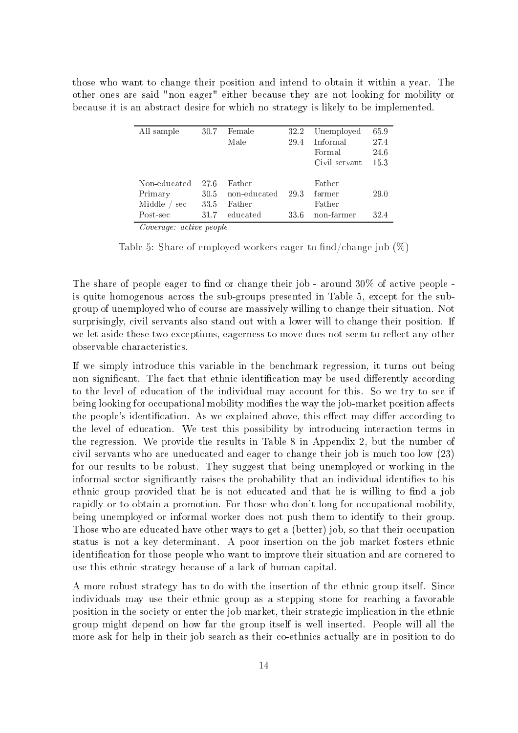those who want to change their position and intend to obtain it within a year. The other ones are said "non eager" either because they are not looking for mobility or because it is an abstract desire for which no strategy is likely to be implemented.

| All sample | 30.7 | Female | 32.2 | Unemployed | 65.9 |
|---|---|---|---|---|---|
| | | Male | 29.4 | Informal | 27.4 |
| | | | | Formal | 24.6 |
| | | | | Civil servant | 15.3 |
| Non-educated | 27.6 | Father | | Father | |
| Primary | 30.5 | non-educated | 29.3 | farmer | 29.0 |
| Middle / sec | 33.5 | Father | | Father | |
| Post-sec | 31.7 | educated | 33.6 | non-farmer | 32.4 |

*Coverage: active people*

Table 5: Share of employed workers eager to find/change job (%)

The share of people eager to find or change their job - around 30% of active people - is quite homogenous across the sub-groups presented in Table 5, except for the sub-group of unemployed who of course are massively willing to change their situation. Not surprisingly, civil servants also stand out with a lower will to change their position. If we let aside these two exceptions, eagerness to move does not seem to reflect any other observable characteristics.

If we simply introduce this variable in the benchmark regression, it turns out being non significant. The fact that ethnic identification may be used differently according to the level of education of the individual may account for this. So we try to see if being looking for occupational mobility modifies the way the job-market position affects the people's identification. As we explained above, this effect may differ according to the level of education. We test this possibility by introducing interaction terms in the regression. We provide the results in Table 8 in Appendix 2, but the number of civil servants who are uneducated and eager to change their job is much too low (23) for our results to be robust. They suggest that being unemployed or working in the informal sector significantly raises the probability that an individual identifies to his ethnic group provided that he is not educated and that he is willing to find a job rapidly or to obtain a promotion. For those who don't long for occupational mobility, being unemployed or informal worker does not push them to identify to their group. Those who are educated have other ways to get a (better) job, so that their occupation status is not a key determinant. A poor insertion on the job market fosters ethnic identification for those people who want to improve their situation and are cornered to use this ethnic strategy because of a lack of human capital.

A more robust strategy has to do with the insertion of the ethnic group itself. Since individuals may use their ethnic group as a stepping stone for reaching a favorable position in the society or enter the job market, their strategic implication in the ethnic group might depend on how far the group itself is well inserted. People will all the more ask for help in their job search as their co-ethnics actually are in position to do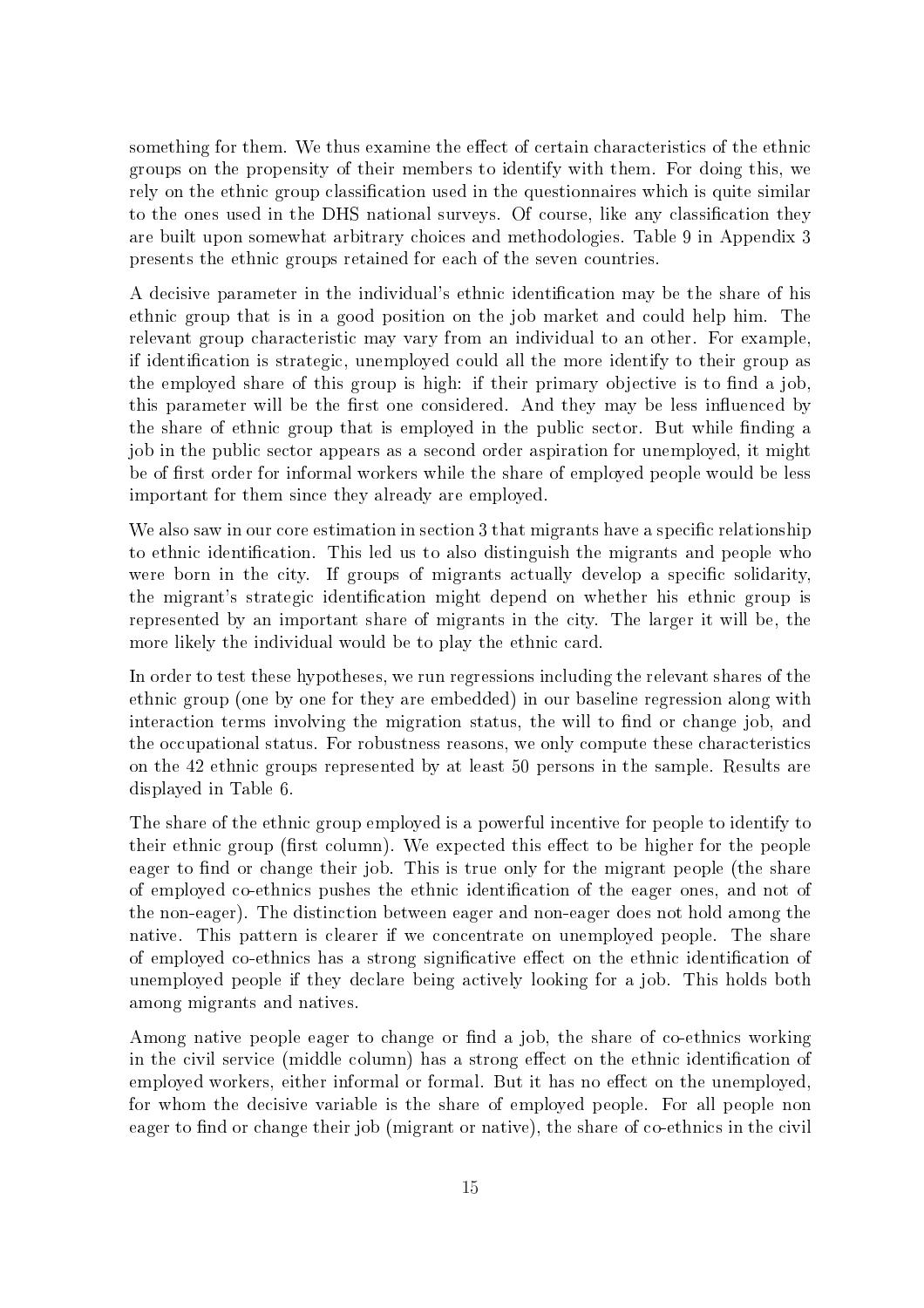something for them. We thus examine the effect of certain characteristics of the ethnic groups on the propensity of their members to identify with them. For doing this, we rely on the ethnic group classification used in the questionnaires which is quite similar to the ones used in the DHS national surveys. Of course, like any classification they are built upon somewhat arbitrary choices and methodologies. Table 9 in Appendix 3 presents the ethnic groups retained for each of the seven countries.

A decisive parameter in the individual's ethnic identification may be the share of his ethnic group that is in a good position on the job market and could help him. The relevant group characteristic may vary from an individual to an other. For example, if identification is strategic, unemployed could all the more identify to their group as the employed share of this group is high: if their primary objective is to find a job, this parameter will be the first one considered. And they may be less influenced by the share of ethnic group that is employed in the public sector. But while finding a job in the public sector appears as a second order aspiration for unemployed, it might be of first order for informal workers while the share of employed people would be less important for them since they already are employed.

We also saw in our core estimation in section 3 that migrants have a specific relationship to ethnic identification. This led us to also distinguish the migrants and people who were born in the city. If groups of migrants actually develop a specific solidarity, the migrant's strategic identification might depend on whether his ethnic group is represented by an important share of migrants in the city. The larger it will be, the more likely the individual would be to play the ethnic card.

In order to test these hypotheses, we run regressions including the relevant shares of the ethnic group (one by one for they are embedded) in our baseline regression along with interaction terms involving the migration status, the will to find or change job, and the occupational status. For robustness reasons, we only compute these characteristics on the 42 ethnic groups represented by at least 50 persons in the sample. Results are displayed in Table 6.

The share of the ethnic group employed is a powerful incentive for people to identify to their ethnic group (first column). We expected this effect to be higher for the people eager to find or change their job. This is true only for the migrant people (the share of employed co-ethnics pushes the ethnic identification of the eager ones, and not of the non-eager). The distinction between eager and non-eager does not hold among the native. This pattern is clearer if we concentrate on unemployed people. The share of employed co-ethnics has a strong significative effect on the ethnic identification of unemployed people if they declare being actively looking for a job. This holds both among migrants and natives.

Among native people eager to change or find a job, the share of co-ethnics working in the civil service (middle column) has a strong effect on the ethnic identification of employed workers, either informal or formal. But it has no effect on the unemployed, for whom the decisive variable is the share of employed people. For all people non eager to find or change their job (migrant or native), the share of co-ethnics in the civil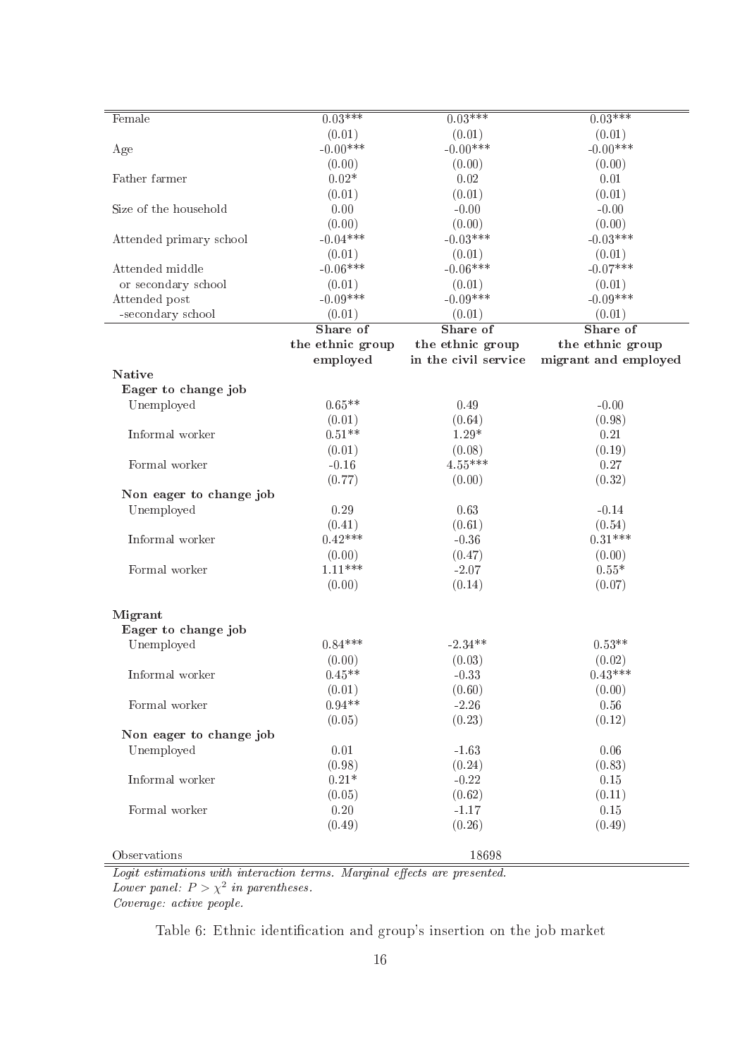| | | | |
|---|---|---|---|
| Female | 0.03*** | 0.03*** | 0.03*** |
| | (0.01) | (0.01) | (0.01) |
| Age | -0.00*** | -0.00*** | -0.00*** |
| | (0.00) | (0.00) | (0.00) |
| Father farmer | 0.02* | 0.02 | 0.01 |
| | (0.01) | (0.01) | (0.01) |
| Size of the household | 0.00 | -0.00 | -0.00 |
| | (0.00) | (0.00) | (0.00) |
| Attended primary school | -0.04*** | -0.03*** | -0.03*** |
| | (0.01) | (0.01) | (0.01) |
| Attended middle or secondary school | -0.06*** | -0.06*** | -0.07*** |
| | (0.01) | (0.01) | (0.01) |
| Attended post -secondary school | -0.09*** | -0.09*** | -0.09*** |
| | (0.01) | (0.01) | (0.01) |
| | **Share of the ethnic group employed** | **Share of the ethnic group in the civil service** | **Share of the ethnic group migrant and employed** |
| **Native** | | | |
| **Eager to change job** | | | |
| Unemployed | 0.65** | 0.49 | -0.00 |
| | (0.01) | (0.64) | (0.98) |
| Informal worker | 0.51** | 1.29* | 0.21 |
| | (0.01) | (0.08) | (0.19) |
| Formal worker | -0.16 | 4.55*** | 0.27 |
| | (0.77) | (0.00) | (0.32) |
| **Non eager to change job** | | | |
| Unemployed | 0.29 | 0.63 | -0.14 |
| | (0.41) | (0.61) | (0.54) |
| Informal worker | 0.42*** | -0.36 | 0.31*** |
| | (0.00) | (0.47) | (0.00) |
| Formal worker | 1.11*** | -2.07 | 0.55* |
| | (0.00) | (0.14) | (0.07) |
| **Migrant** | | | |
| **Eager to change job** | | | |
| Unemployed | 0.84*** | -2.34** | 0.53** |
| | (0.00) | (0.03) | (0.02) |
| Informal worker | 0.45** | -0.33 | 0.43*** |
| | (0.01) | (0.60) | (0.00) |
| Formal worker | 0.94** | -2.26 | 0.56 |
| | (0.05) | (0.23) | (0.12) |
| **Non eager to change job** | | | |
| Unemployed | 0.01 | -1.63 | 0.06 |
| | (0.98) | (0.24) | (0.83) |
| Informal worker | 0.21* | -0.22 | 0.15 |
| | (0.05) | (0.62) | (0.11) |
| Formal worker | 0.20 | -1.17 | 0.15 |
| | (0.49) | (0.26) | (0.49) |
| Observations | | 18698 | |

*Logit estimations with interaction terms. Marginal effects are presented.*
*Lower panel: $P > \chi^2$ in parentheses.*
*Coverage: active people.*

Table 6: Ethnic identification and group's insertion on the job market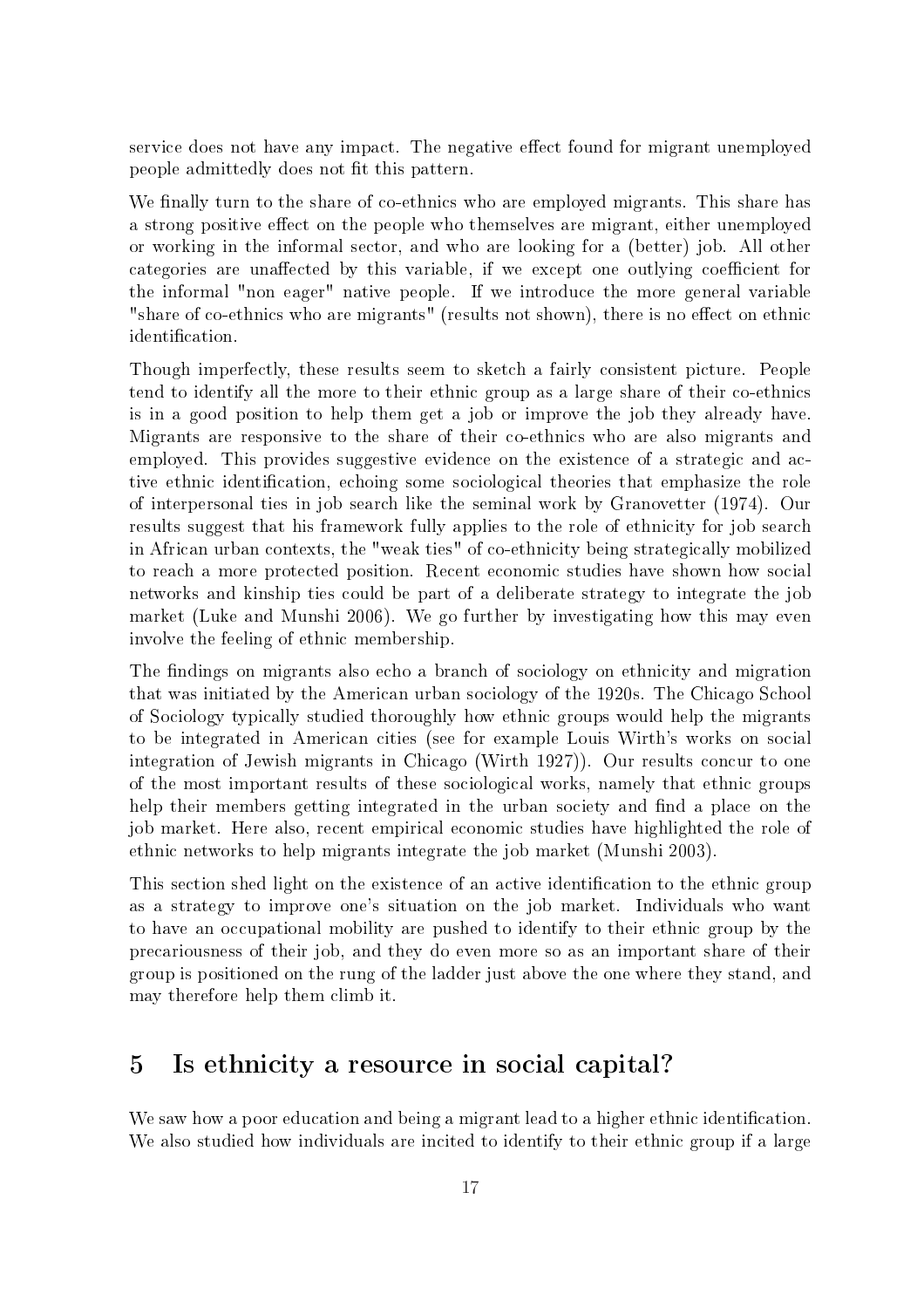service does not have any impact. The negative effect found for migrant unemployed people admittedly does not fit this pattern.

We finally turn to the share of co-ethnics who are employed migrants. This share has a strong positive effect on the people who themselves are migrant, either unemployed or working in the informal sector, and who are looking for a (better) job. All other categories are unaffected by this variable, if we except one outlying coefficient for the informal "non eager" native people. If we introduce the more general variable "share of co-ethnics who are migrants" (results not shown), there is no effect on ethnic identification.

Though imperfectly, these results seem to sketch a fairly consistent picture. People tend to identify all the more to their ethnic group as a large share of their co-ethnics is in a good position to help them get a job or improve the job they already have. Migrants are responsive to the share of their co-ethnics who are also migrants and employed. This provides suggestive evidence on the existence of a strategic and active ethnic identification, echoing some sociological theories that emphasize the role of interpersonal ties in job search like the seminal work by Granovetter (1974). Our results suggest that his framework fully applies to the role of ethnicity for job search in African urban contexts, the "weak ties" of co-ethnicity being strategically mobilized to reach a more protected position. Recent economic studies have shown how social networks and kinship ties could be part of a deliberate strategy to integrate the job market (Luke and Munshi 2006). We go further by investigating how this may even involve the feeling of ethnic membership.

The findings on migrants also echo a branch of sociology on ethnicity and migration that was initiated by the American urban sociology of the 1920s. The Chicago School of Sociology typically studied thoroughly how ethnic groups would help the migrants to be integrated in American cities (see for example Louis Wirth's works on social integration of Jewish migrants in Chicago (Wirth 1927)). Our results concur to one of the most important results of these sociological works, namely that ethnic groups help their members getting integrated in the urban society and find a place on the job market. Here also, recent empirical economic studies have highlighted the role of ethnic networks to help migrants integrate the job market (Munshi 2003).

This section shed light on the existence of an active identification to the ethnic group as a strategy to improve one's situation on the job market. Individuals who want to have an occupational mobility are pushed to identify to their ethnic group by the precariousness of their job, and they do even more so as an important share of their group is positioned on the rung of the ladder just above the one where they stand, and may therefore help them climb it.

# 5 Is ethnicity a resource in social capital?

We saw how a poor education and being a migrant lead to a higher ethnic identification. We also studied how individuals are incited to identify to their ethnic group if a large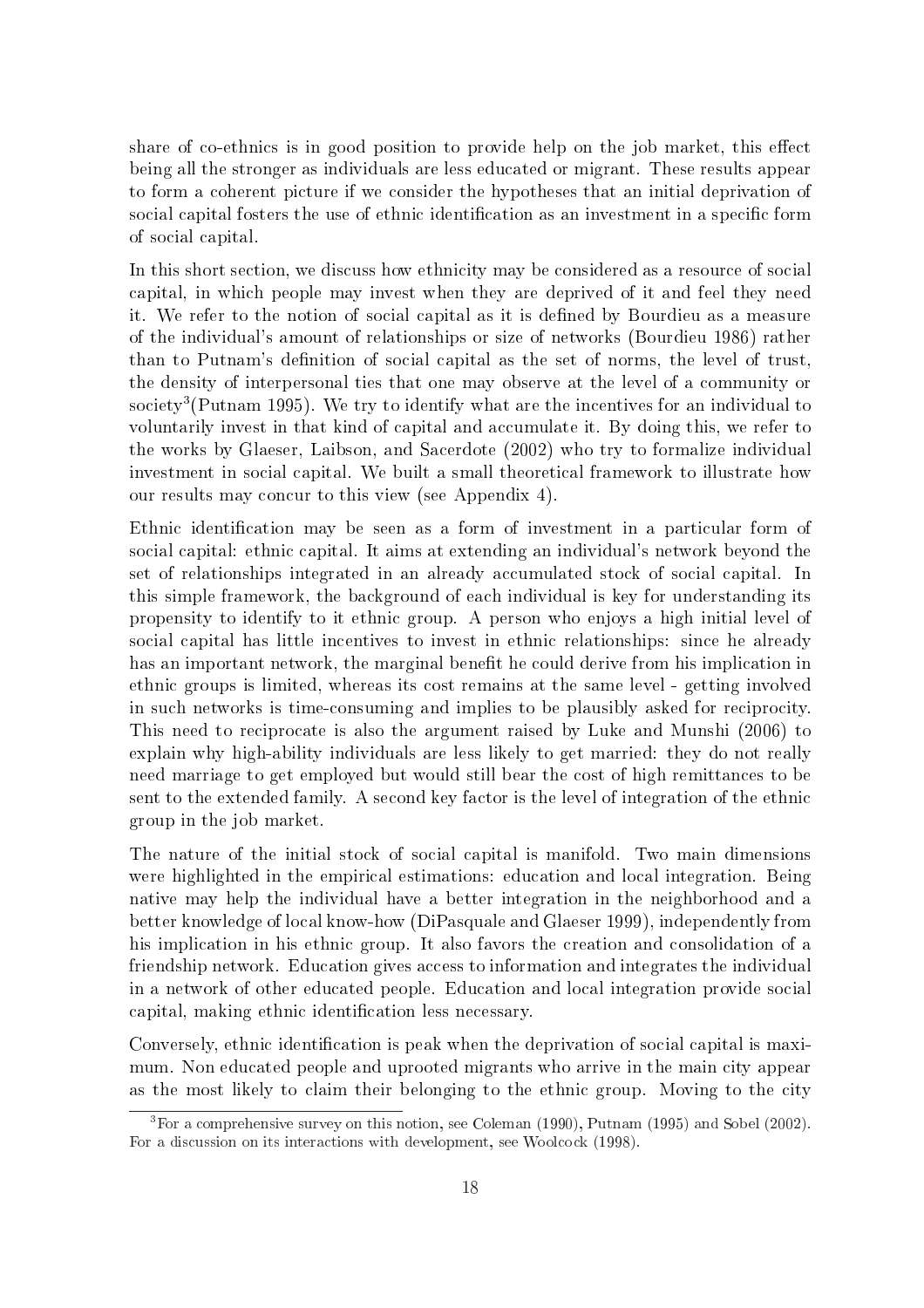share of co-ethnics is in good position to provide help on the job market, this effect being all the stronger as individuals are less educated or migrant. These results appear to form a coherent picture if we consider the hypotheses that an initial deprivation of social capital fosters the use of ethnic identification as an investment in a specific form of social capital.

In this short section, we discuss how ethnicity may be considered as a resource of social capital, in which people may invest when they are deprived of it and feel they need it. We refer to the notion of social capital as it is defined by Bourdieu as a measure of the individual's amount of relationships or size of networks (Bourdieu 1986) rather than to Putnam's definition of social capital as the set of norms, the level of trust, the density of interpersonal ties that one may observe at the level of a community or society[3](Putnam 1995). We try to identify what are the incentives for an individual to voluntarily invest in that kind of capital and accumulate it. By doing this, we refer to the works by Glaeser, Laibson, and Sacerdote (2002) who try to formalize individual investment in social capital. We built a small theoretical framework to illustrate how our results may concur to this view (see Appendix 4).

Ethnic identification may be seen as a form of investment in a particular form of social capital: ethnic capital. It aims at extending an individual's network beyond the set of relationships integrated in an already accumulated stock of social capital. In this simple framework, the background of each individual is key for understanding its propensity to identify to it ethnic group. A person who enjoys a high initial level of social capital has little incentives to invest in ethnic relationships: since he already has an important network, the marginal benefit he could derive from his implication in ethnic groups is limited, whereas its cost remains at the same level - getting involved in such networks is time-consuming and implies to be plausibly asked for reciprocity. This need to reciprocate is also the argument raised by Luke and Munshi (2006) to explain why high-ability individuals are less likely to get married: they do not really need marriage to get employed but would still bear the cost of high remittances to be sent to the extended family. A second key factor is the level of integration of the ethnic group in the job market.

The nature of the initial stock of social capital is manifold. Two main dimensions were highlighted in the empirical estimations: education and local integration. Being native may help the individual have a better integration in the neighborhood and a better knowledge of local know-how (DiPasquale and Glaeser 1999), independently from his implication in his ethnic group. It also favors the creation and consolidation of a friendship network. Education gives access to information and integrates the individual in a network of other educated people. Education and local integration provide social capital, making ethnic identification less necessary.

Conversely, ethnic identification is peak when the deprivation of social capital is maximum. Non educated people and uprooted migrants who arrive in the main city appear as the most likely to claim their belonging to the ethnic group. Moving to the city

[3] For a comprehensive survey on this notion, see Coleman (1990), Putnam (1995) and Sobel (2002). For a discussion on its interactions with development, see Woolcock (1998).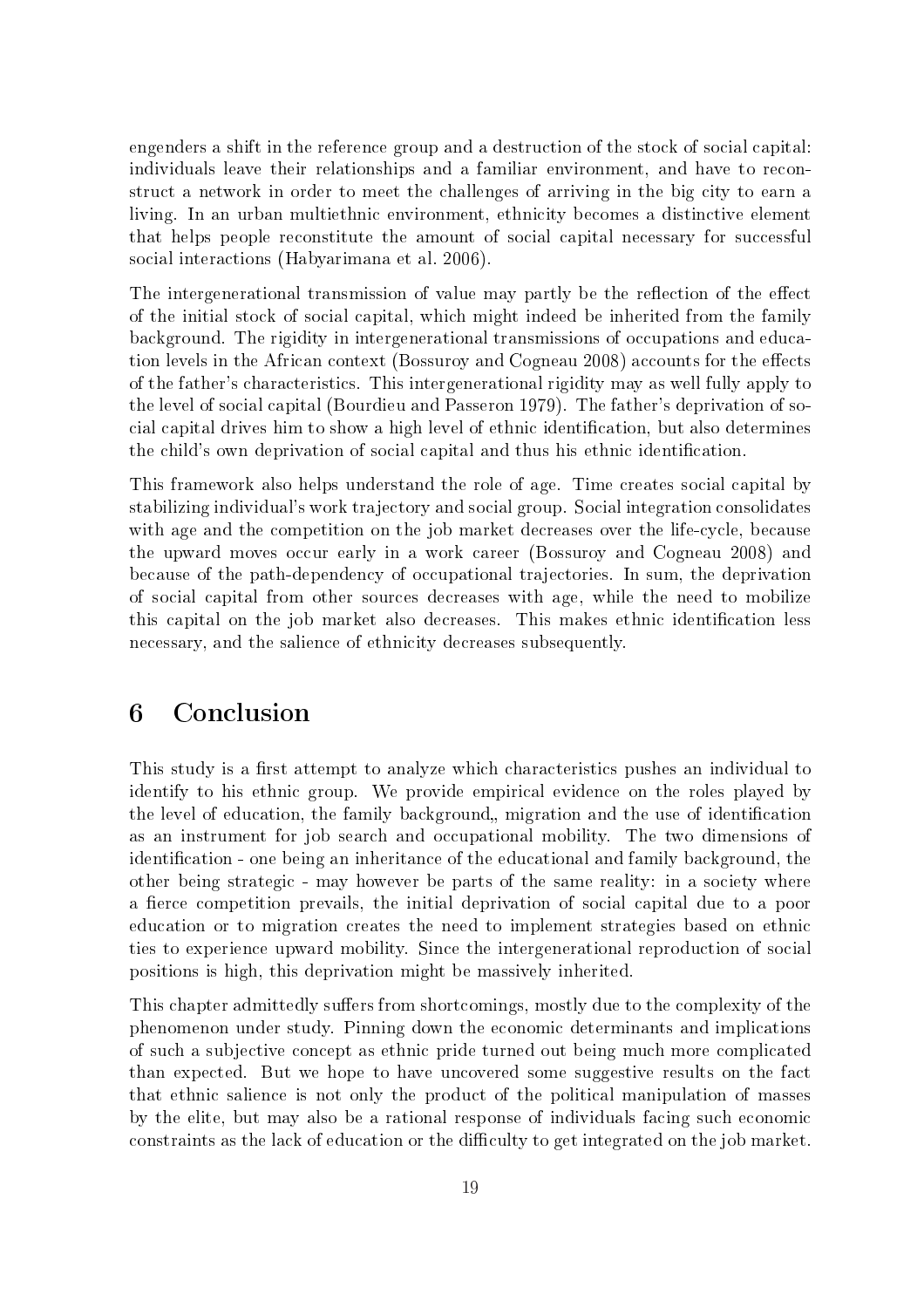engenders a shift in the reference group and a destruction of the stock of social capital: individuals leave their relationships and a familiar environment, and have to reconstruct a network in order to meet the challenges of arriving in the big city to earn a living. In an urban multiethnic environment, ethnicity becomes a distinctive element that helps people reconstitute the amount of social capital necessary for successful social interactions (Habyarimana et al. 2006).

The intergenerational transmission of value may partly be the reflection of the effect of the initial stock of social capital, which might indeed be inherited from the family background. The rigidity in intergenerational transmissions of occupations and education levels in the African context (Bossuroy and Cogneau 2008) accounts for the effects of the father's characteristics. This intergenerational rigidity may as well fully apply to the level of social capital (Bourdieu and Passeron 1979). The father's deprivation of social capital drives him to show a high level of ethnic identification, but also determines the child's own deprivation of social capital and thus his ethnic identification.

This framework also helps understand the role of age. Time creates social capital by stabilizing individual's work trajectory and social group. Social integration consolidates with age and the competition on the job market decreases over the life-cycle, because the upward moves occur early in a work career (Bossuroy and Cogneau 2008) and because of the path-dependency of occupational trajectories. In sum, the deprivation of social capital from other sources decreases with age, while the need to mobilize this capital on the job market also decreases. This makes ethnic identification less necessary, and the salience of ethnicity decreases subsequently.

## 6 Conclusion

This study is a first attempt to analyze which characteristics pushes an individual to identify to his ethnic group. We provide empirical evidence on the roles played by the level of education, the family background,, migration and the use of identification as an instrument for job search and occupational mobility. The two dimensions of identification - one being an inheritance of the educational and family background, the other being strategic - may however be parts of the same reality: in a society where a fierce competition prevails, the initial deprivation of social capital due to a poor education or to migration creates the need to implement strategies based on ethnic ties to experience upward mobility. Since the intergenerational reproduction of social positions is high, this deprivation might be massively inherited.

This chapter admittedly suffers from shortcomings, mostly due to the complexity of the phenomenon under study. Pinning down the economic determinants and implications of such a subjective concept as ethnic pride turned out being much more complicated than expected. But we hope to have uncovered some suggestive results on the fact that ethnic salience is not only the product of the political manipulation of masses by the elite, but may also be a rational response of individuals facing such economic constraints as the lack of education or the difficulty to get integrated on the job market.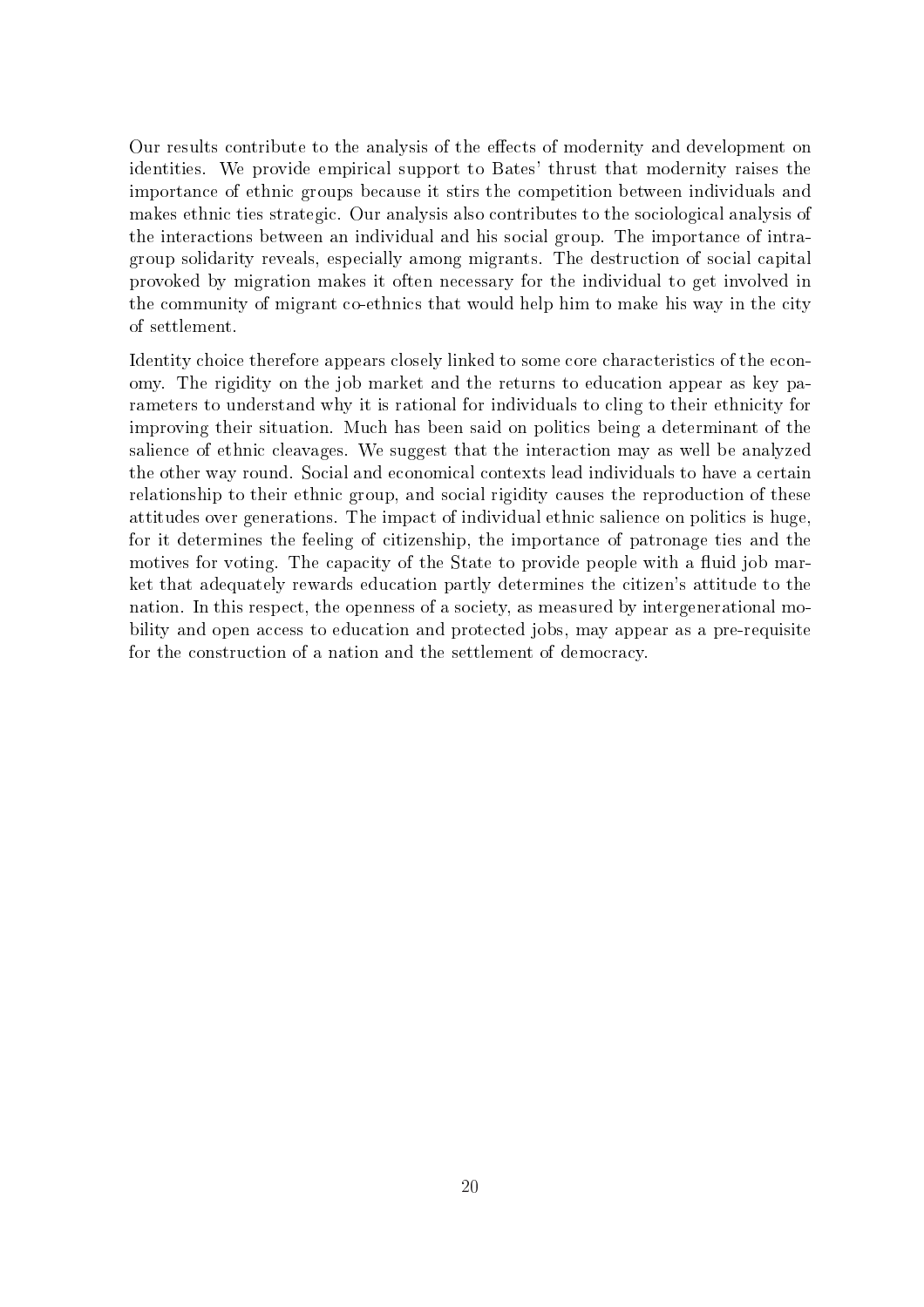Our results contribute to the analysis of the effects of modernity and development on identities. We provide empirical support to Bates' thrust that modernity raises the importance of ethnic groups because it stirs the competition between individuals and makes ethnic ties strategic. Our analysis also contributes to the sociological analysis of the interactions between an individual and his social group. The importance of intra-group solidarity reveals, especially among migrants. The destruction of social capital provoked by migration makes it often necessary for the individual to get involved in the community of migrant co-ethnics that would help him to make his way in the city of settlement.

Identity choice therefore appears closely linked to some core characteristics of the economy. The rigidity on the job market and the returns to education appear as key parameters to understand why it is rational for individuals to cling to their ethnicity for improving their situation. Much has been said on politics being a determinant of the salience of ethnic cleavages. We suggest that the interaction may as well be analyzed the other way round. Social and economical contexts lead individuals to have a certain relationship to their ethnic group, and social rigidity causes the reproduction of these attitudes over generations. The impact of individual ethnic salience on politics is huge, for it determines the feeling of citizenship, the importance of patronage ties and the motives for voting. The capacity of the State to provide people with a fluid job market that adequately rewards education partly determines the citizen's attitude to the nation. In this respect, the openness of a society, as measured by intergenerational mobility and open access to education and protected jobs, may appear as a pre-requisite for the construction of a nation and the settlement of democracy.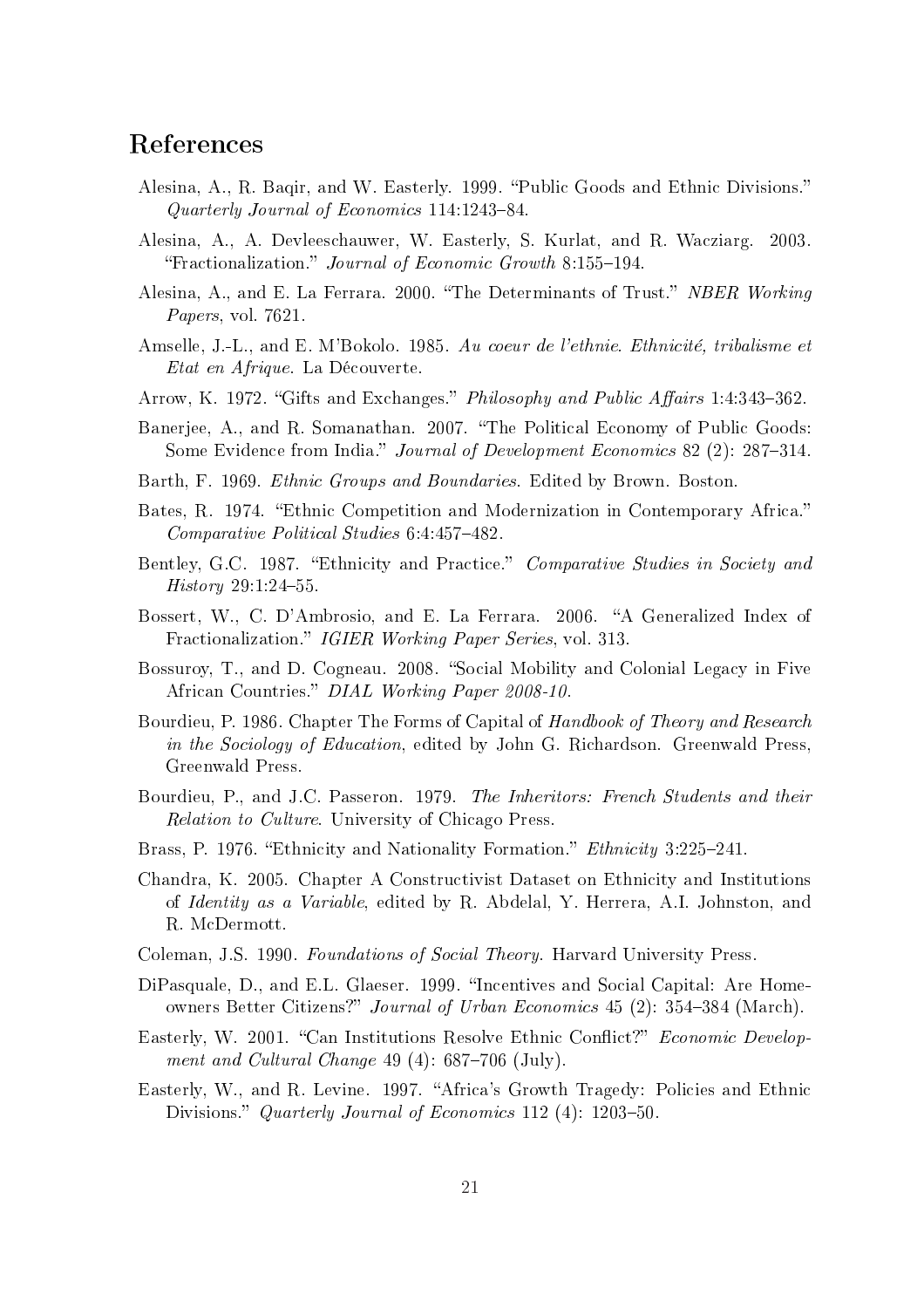# References

Alesina, A., R. Baqir, and W. Easterly. 1999. "Public Goods and Ethnic Divisions." *Quarterly Journal of Economics* 114:1243–84.

Alesina, A., A. Devleeschauwer, W. Easterly, S. Kurlat, and R. Wacziarg. 2003. "Fractionalization." *Journal of Economic Growth* 8:155–194.

Alesina, A., and E. La Ferrara. 2000. "The Determinants of Trust." *NBER Working Papers*, vol. 7621.

Amselle, J.-L., and E. M'Bokolo. 1985. *Au coeur de l'ethnie. Ethnicité, tribalisme et Etat en Afrique*. La Découverte.

Arrow, K. 1972. "Gifts and Exchanges." *Philosophy and Public Affairs* 1:4:343–362.

Banerjee, A., and R. Somanathan. 2007. "The Political Economy of Public Goods: Some Evidence from India." *Journal of Development Economics* 82 (2): 287–314.

Barth, F. 1969. *Ethnic Groups and Boundaries*. Edited by Brown. Boston.

Bates, R. 1974. "Ethnic Competition and Modernization in Contemporary Africa." *Comparative Political Studies* 6:4:457–482.

Bentley, G.C. 1987. "Ethnicity and Practice." *Comparative Studies in Society and History* 29:1:24–55.

Bossert, W., C. D'Ambrosio, and E. La Ferrara. 2006. "A Generalized Index of Fractionalization." *IGIER Working Paper Series*, vol. 313.

Bossuroy, T., and D. Cogneau. 2008. "Social Mobility and Colonial Legacy in Five African Countries." *DIAL Working Paper 2008-10*.

Bourdieu, P. 1986. Chapter The Forms of Capital of *Handbook of Theory and Research in the Sociology of Education*, edited by John G. Richardson. Greenwald Press, Greenwald Press.

Bourdieu, P., and J.C. Passeron. 1979. *The Inheritors: French Students and their Relation to Culture*. University of Chicago Press.

Brass, P. 1976. "Ethnicity and Nationality Formation." *Ethnicity* 3:225–241.

Chandra, K. 2005. Chapter A Constructivist Dataset on Ethnicity and Institutions of *Identity as a Variable*, edited by R. Abdelal, Y. Herrera, A.I. Johnston, and R. McDermott.

Coleman, J.S. 1990. *Foundations of Social Theory*. Harvard University Press.

DiPasquale, D., and E.L. Glaeser. 1999. "Incentives and Social Capital: Are Homeowners Better Citizens?" *Journal of Urban Economics* 45 (2): 354–384 (March).

Easterly, W. 2001. "Can Institutions Resolve Ethnic Conflict?" *Economic Development and Cultural Change* 49 (4): 687–706 (July).

Easterly, W., and R. Levine. 1997. "Africa's Growth Tragedy: Policies and Ethnic Divisions." *Quarterly Journal of Economics* 112 (4): 1203–50.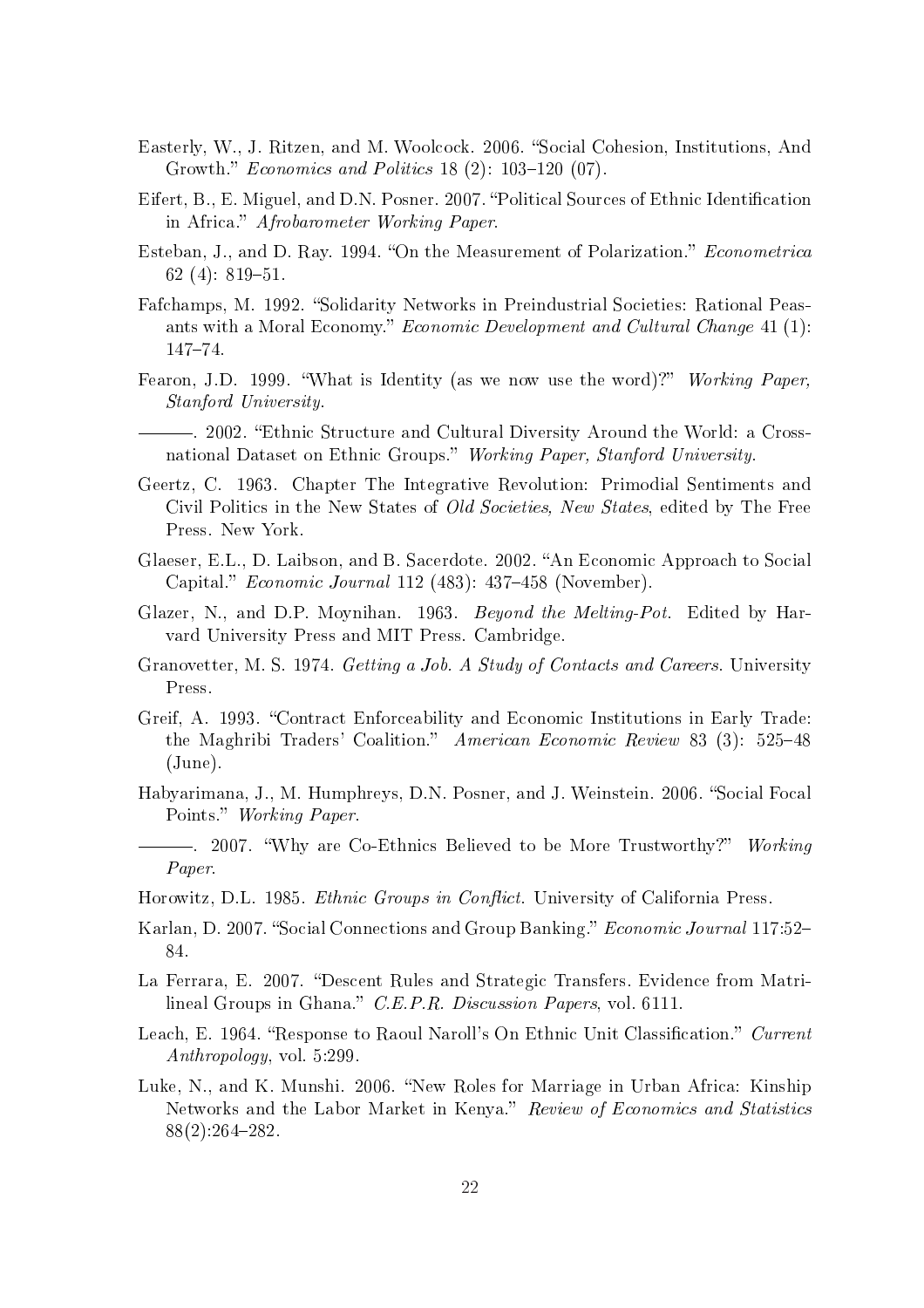Easterly, W., J. Ritzen, and M. Woolcock. 2006. "Social Cohesion, Institutions, And Growth." *Economics and Politics* 18 (2): 103–120 (07).

Eifert, B., E. Miguel, and D.N. Posner. 2007. "Political Sources of Ethnic Identification in Africa." *Afrobarometer Working Paper*.

Esteban, J., and D. Ray. 1994. "On the Measurement of Polarization." *Econometrica* 62 (4): 819–51.

Fafchamps, M. 1992. "Solidarity Networks in Preindustrial Societies: Rational Peasants with a Moral Economy." *Economic Development and Cultural Change* 41 (1): 147–74.

Fearon, J.D. 1999. "What is Identity (as we now use the word)?" *Working Paper, Stanford University*.

———. 2002. "Ethnic Structure and Cultural Diversity Around the World: a Cross-national Dataset on Ethnic Groups." *Working Paper, Stanford University*.

Geertz, C. 1963. Chapter The Integrative Revolution: Primodial Sentiments and Civil Politics in the New States of *Old Societies, New States*, edited by The Free Press. New York.

Glaeser, E.L., D. Laibson, and B. Sacerdote. 2002. "An Economic Approach to Social Capital." *Economic Journal* 112 (483): 437–458 (November).

Glazer, N., and D.P. Moynihan. 1963. *Beyond the Melting-Pot.* Edited by Harvard University Press and MIT Press. Cambridge.

Granovetter, M. S. 1974. *Getting a Job. A Study of Contacts and Careers.* University Press.

Greif, A. 1993. "Contract Enforceability and Economic Institutions in Early Trade: the Maghribi Traders' Coalition." *American Economic Review* 83 (3): 525–48 (June).

Habyarimana, J., M. Humphreys, D.N. Posner, and J. Weinstein. 2006. "Social Focal Points." *Working Paper*.

———. 2007. "Why are Co-Ethnics Believed to be More Trustworthy?" *Working Paper*.

Horowitz, D.L. 1985. *Ethnic Groups in Conflict.* University of California Press.

Karlan, D. 2007. "Social Connections and Group Banking." *Economic Journal* 117:52–84.

La Ferrara, E. 2007. "Descent Rules and Strategic Transfers. Evidence from Matrilineal Groups in Ghana." *C.E.P.R. Discussion Papers*, vol. 6111.

Leach, E. 1964. "Response to Raoul Naroll's On Ethnic Unit Classification." *Current Anthropology*, vol. 5:299.

Luke, N., and K. Munshi. 2006. "New Roles for Marriage in Urban Africa: Kinship Networks and the Labor Market in Kenya." *Review of Economics and Statistics* 88(2):264–282.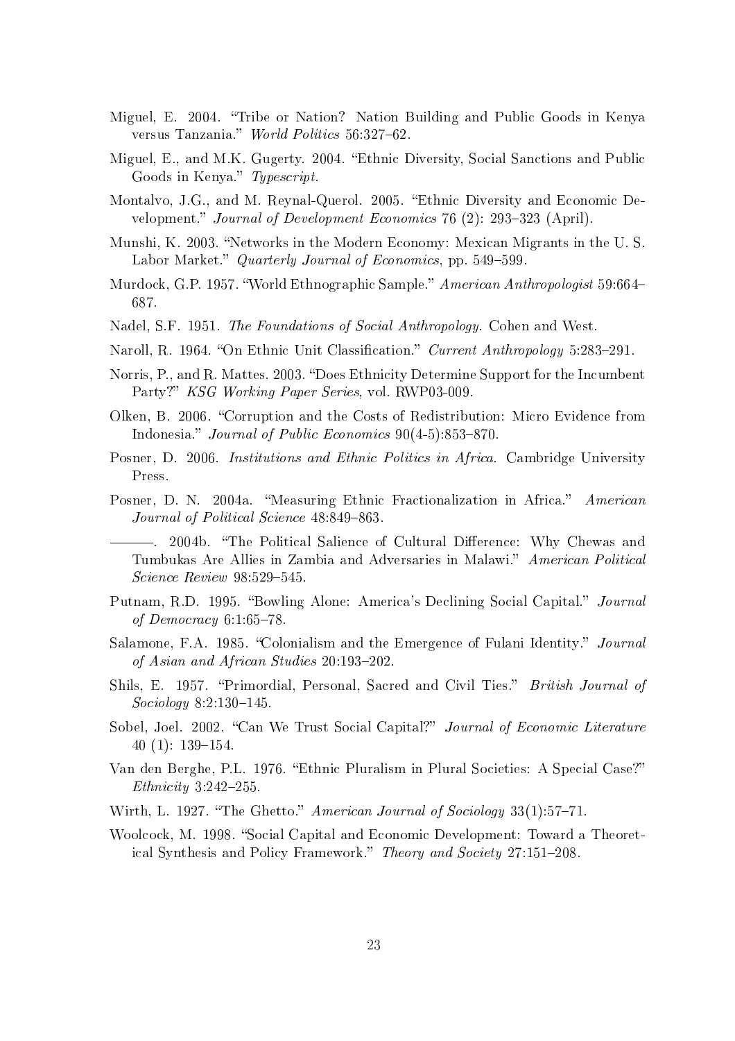Miguel, E. 2004. "Tribe or Nation? Nation Building and Public Goods in Kenya versus Tanzania." *World Politics* 56:327–62.

Miguel, E., and M.K. Gugerty. 2004. "Ethnic Diversity, Social Sanctions and Public Goods in Kenya." *Typescript*.

Montalvo, J.G., and M. Reynal-Querol. 2005. "Ethnic Diversity and Economic Development." *Journal of Development Economics* 76 (2): 293–323 (April).

Munshi, K. 2003. "Networks in the Modern Economy: Mexican Migrants in the U. S. Labor Market." *Quarterly Journal of Economics*, pp. 549–599.

Murdock, G.P. 1957. "World Ethnographic Sample." *American Anthropologist* 59:664–687.

Nadel, S.F. 1951. *The Foundations of Social Anthropology*. Cohen and West.

Naroll, R. 1964. "On Ethnic Unit Classification." *Current Anthropology* 5:283–291.

Norris, P., and R. Mattes. 2003. "Does Ethnicity Determine Support for the Incumbent Party?" *KSG Working Paper Series*, vol. RWP03-009.

Olken, B. 2006. "Corruption and the Costs of Redistribution: Micro Evidence from Indonesia." *Journal of Public Economics* 90(4-5):853–870.

Posner, D. 2006. *Institutions and Ethnic Politics in Africa*. Cambridge University Press.

Posner, D. N. 2004a. "Measuring Ethnic Fractionalization in Africa." *American Journal of Political Science* 48:849–863.

———. 2004b. "The Political Salience of Cultural Difference: Why Chewas and Tumbukas Are Allies in Zambia and Adversaries in Malawi." *American Political Science Review* 98:529–545.

Putnam, R.D. 1995. "Bowling Alone: America's Declining Social Capital." *Journal of Democracy* 6:1:65–78.

Salamone, F.A. 1985. "Colonialism and the Emergence of Fulani Identity." *Journal of Asian and African Studies* 20:193–202.

Shils, E. 1957. "Primordial, Personal, Sacred and Civil Ties." *British Journal of Sociology* 8:2:130–145.

Sobel, Joel. 2002. "Can We Trust Social Capital?" *Journal of Economic Literature* 40 (1): 139–154.

Van den Berghe, P.L. 1976. "Ethnic Pluralism in Plural Societies: A Special Case?" *Ethnicity* 3:242–255.

Wirth, L. 1927. "The Ghetto." *American Journal of Sociology* 33(1):57–71.

Woolcock, M. 1998. "Social Capital and Economic Development: Toward a Theoretical Synthesis and Policy Framework." *Theory and Society* 27:151–208.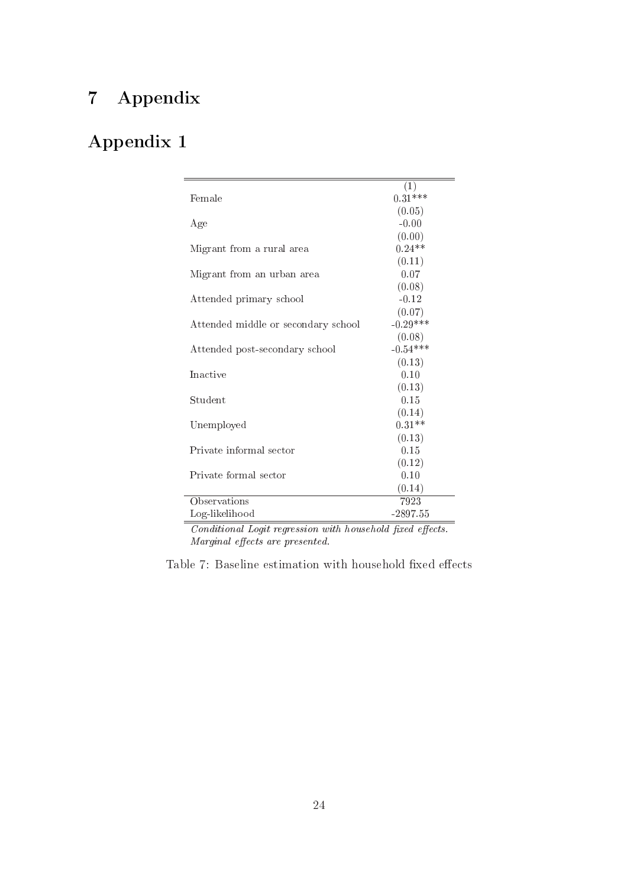# 7 Appendix

## Appendix 1

| | (1) |
|---|---|
| Female | 0.31*** |
| | (0.05) |
| Age | -0.00 |
| | (0.00) |
| Migrant from a rural area | 0.24** |
| | (0.11) |
| Migrant from an urban area | 0.07 |
| | (0.08) |
| Attended primary school | -0.12 |
| | (0.07) |
| Attended middle or secondary school | -0.29*** |
| | (0.08) |
| Attended post-secondary school | -0.54*** |
| | (0.13) |
| Inactive | 0.10 |
| | (0.13) |
| Student | 0.15 |
| | (0.14) |
| Unemployed | 0.31** |
| | (0.13) |
| Private informal sector | 0.15 |
| | (0.12) |
| Private formal sector | 0.10 |
| | (0.14) |
| Observations | 7923 |
| Log-likelihood | -2897.55 |

*Conditional Logit regression with household fixed effects. Marginal effects are presented.*

Table 7: Baseline estimation with household fixed effects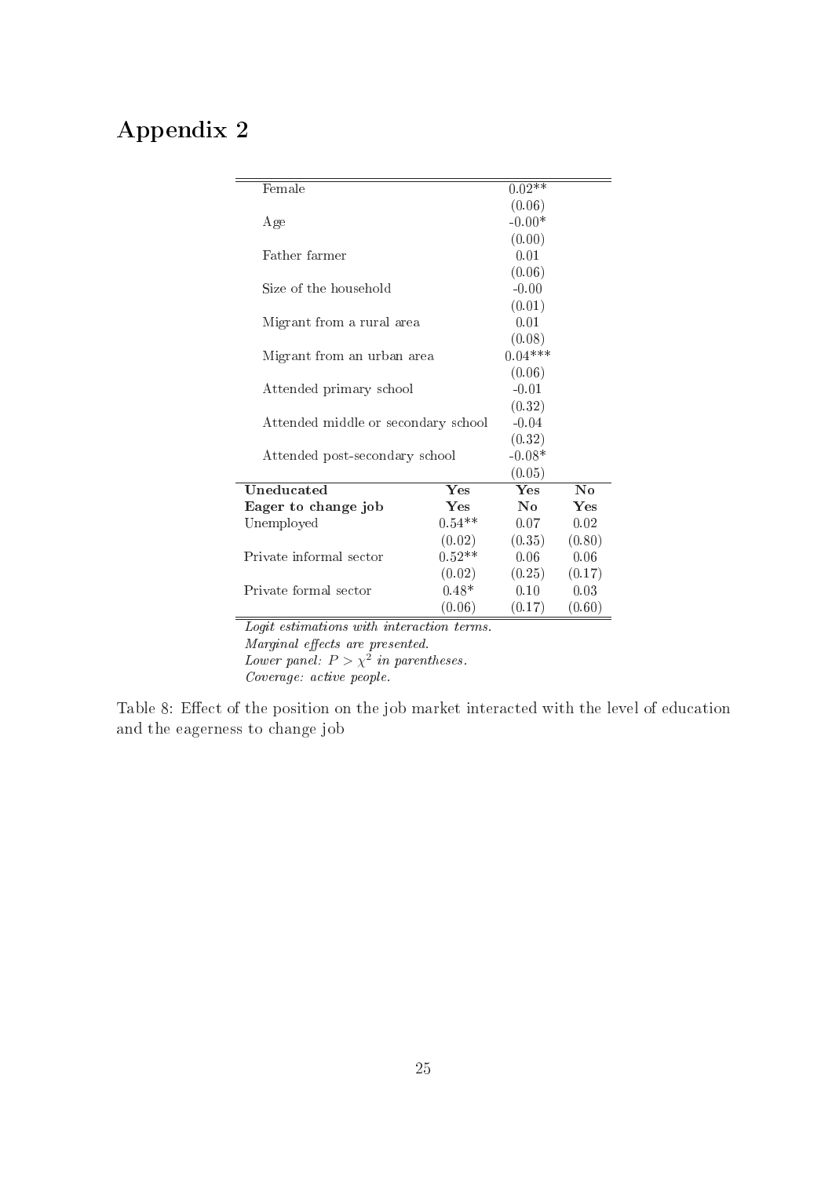# Appendix 2

| | | | |
|---|---|---|---|
| Female | | 0.02** | |
| | | (0.06) | |
| Age | | -0.00* | |
| | | (0.00) | |
| Father farmer | | 0.01 | |
| | | (0.06) | |
| Size of the household | | -0.00 | |
| | | (0.01) | |
| Migrant from a rural area | | 0.01 | |
| | | (0.08) | |
| Migrant from an urban area | | 0.04*** | |
| | | (0.06) | |
| Attended primary school | | -0.01 | |
| | | (0.32) | |
| Attended middle or secondary school | | -0.04 | |
| | | (0.32) | |
| Attended post-secondary school | | -0.08* | |
| | | (0.05) | |
| **Uneducated** | **Yes** | **Yes** | **No** |
| **Eager to change job** | **Yes** | **No** | **Yes** |
| Unemployed | 0.54** | 0.07 | 0.02 |
| | (0.02) | (0.35) | (0.80) |
| Private informal sector | 0.52** | 0.06 | 0.06 |
| | (0.02) | (0.25) | (0.17) |
| Private formal sector | 0.48* | 0.10 | 0.03 |
| | (0.06) | (0.17) | (0.60) |

*Logit estimations with interaction terms.*
*Marginal effects are presented.*
*Lower panel: $P > \chi^2$ in parentheses.*
*Coverage: active people.*

Table 8: Effect of the position on the job market interacted with the level of education and the eagerness to change job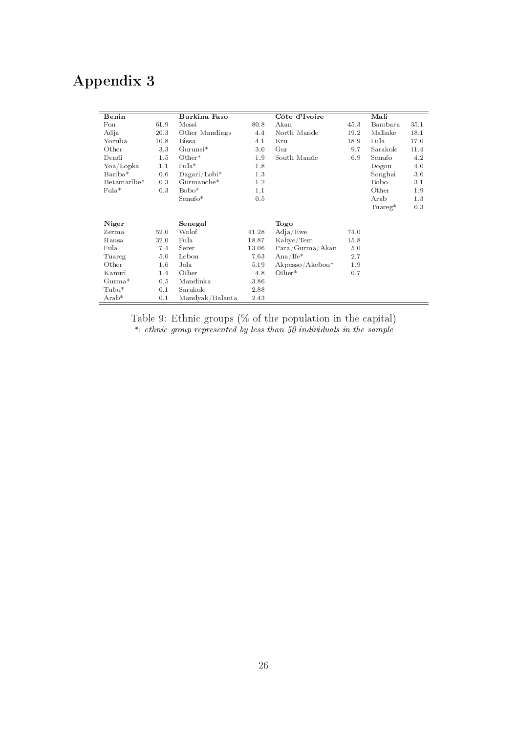# Appendix 3

| Benin | | Burkina Faso | | Côte d'Ivoire | | Mali | |
|---|---|---|---|---|---|---|---|
| Fon | 61.9 | Mossi | 80.8 | Akan | 45.3 | Bambara | 35.1 |
| Adja | 20.3 | Other Mandings | 4.4 | North Mande | 19.2 | Malinke | 18.1 |
| Yoruba | 10.8 | Bissa | 4.1 | Kru | 18.9 | Fula | 17.0 |
| Other | 3.3 | Gurunsi* | 3.0 | Gur | 9.7 | Sarakole | 11.4 |
| Dendi | 1.5 | Other* | 1.9 | South Mande | 6.9 | Senufo | 4.2 |
| Yoa/Lopka | 1.1 | Fula* | 1.8 | | | Dogon | 4.0 |
| Bariba* | 0.6 | Dagari/Lobi* | 1.3 | | | Songhai | 3.6 |
| Betamaribe* | 0.3 | Gurmanche* | 1.2 | | | Bobo | 3.1 |
| Fula* | 0.3 | Bobo* | 1.1 | | | Other | 1.9 |
| | | Senufo* | 0.5 | | | Arab | 1.3 |
| | | | | | | Tuareg* | 0.3 |
| **Niger** | | **Senegal** | | **Togo** | | | |
| Zerma | 52.0 | Wolof | 41.28 | Adja/Ewe | 74.0 | | |
| Hausa | 32.0 | Fula | 18.87 | Kabye/Tem | 15.8 | | |
| Fula | 7.4 | Serer | 13.06 | Para/Gurma/Akan | 5.0 | | |
| Tuareg | 5.0 | Lebou | 7.63 | Ana/Ife* | 2.7 | | |
| Other | 1.6 | Jola | 5.19 | Akposso/Akebou* | 1.9 | | |
| Kanuri | 1.4 | Other | 4.8 | Other* | 0.7 | | |
| Gurma* | 0.5 | Mandinka | 3.86 | | | | |
| Tubu* | 0.1 | Sarakole | 2.88 | | | | |
| Arab* | 0.1 | Mandyak/Balanta | 2.43 | | | | |

Table 9: Ethnic groups (% of the population in the capital)
*\*: ethnic group represented by less than 50 individuals in the sample*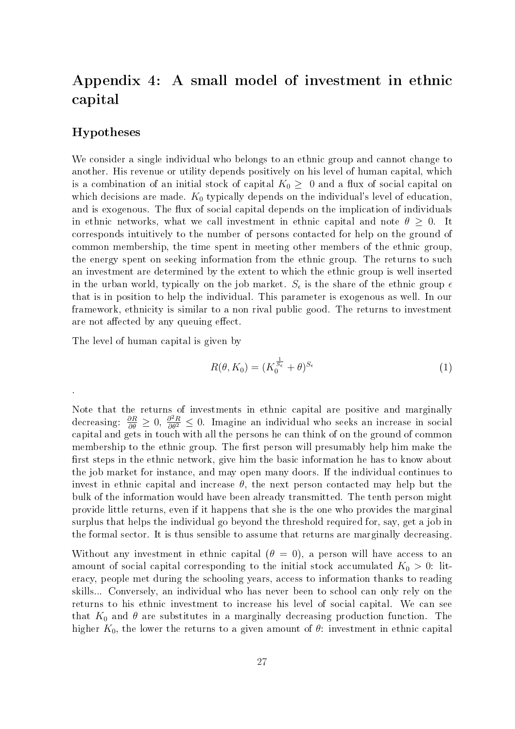# Appendix 4: A small model of investment in ethnic capital

## Hypotheses

We consider a single individual who belongs to an ethnic group and cannot change to another. His revenue or utility depends positively on his level of human capital, which is a combination of an initial stock of capital $K_0 \geq 0$ and a flux of social capital on which decisions are made. $K_0$ typically depends on the individual's level of education, and is exogenous. The flux of social capital depends on the implication of individuals in ethnic networks, what we call investment in ethnic capital and note $\theta \geq 0$. It corresponds intuitively to the number of persons contacted for help on the ground of common membership, the time spent in meeting other members of the ethnic group, the energy spent on seeking information from the ethnic group. The returns to such an investment are determined by the extent to which the ethnic group is well inserted in the urban world, typically on the job market. $S_\epsilon$ is the share of the ethnic group $\epsilon$ that is in position to help the individual. This parameter is exogenous as well. In our framework, ethnicity is similar to a non rival public good. The returns to investment are not affected by any queuing effect.

The level of human capital is given by

$$R(\theta, K_0) = (K_0^{\frac{1}{S_\epsilon}} + \theta)^{S_\epsilon} \tag{1}$$

.

Note that the returns of investments in ethnic capital are positive and marginally decreasing: $\frac{\partial R}{\partial \theta} \geq 0$, $\frac{\partial^2 R}{\partial \theta^2} \leq 0$. Imagine an individual who seeks an increase in social capital and gets in touch with all the persons he can think of on the ground of common membership to the ethnic group. The first person will presumably help him make the first steps in the ethnic network, give him the basic information he has to know about the job market for instance, and may open many doors. If the individual continues to invest in ethnic capital and increase $\theta$, the next person contacted may help but the bulk of the information would have been already transmitted. The tenth person might provide little returns, even if it happens that she is the one who provides the marginal surplus that helps the individual go beyond the threshold required for, say, get a job in the formal sector. It is thus sensible to assume that returns are marginally decreasing.

Without any investment in ethnic capital ($\theta = 0$), a person will have access to an amount of social capital corresponding to the initial stock accumulated $K_0 > 0$: literacy, people met during the schooling years, access to information thanks to reading skills... Conversely, an individual who has never been to school can only rely on the returns to his ethnic investment to increase his level of social capital. We can see that $K_0$ and $\theta$ are substitutes in a marginally decreasing production function. The higher $K_0$, the lower the returns to a given amount of $\theta$: investment in ethnic capital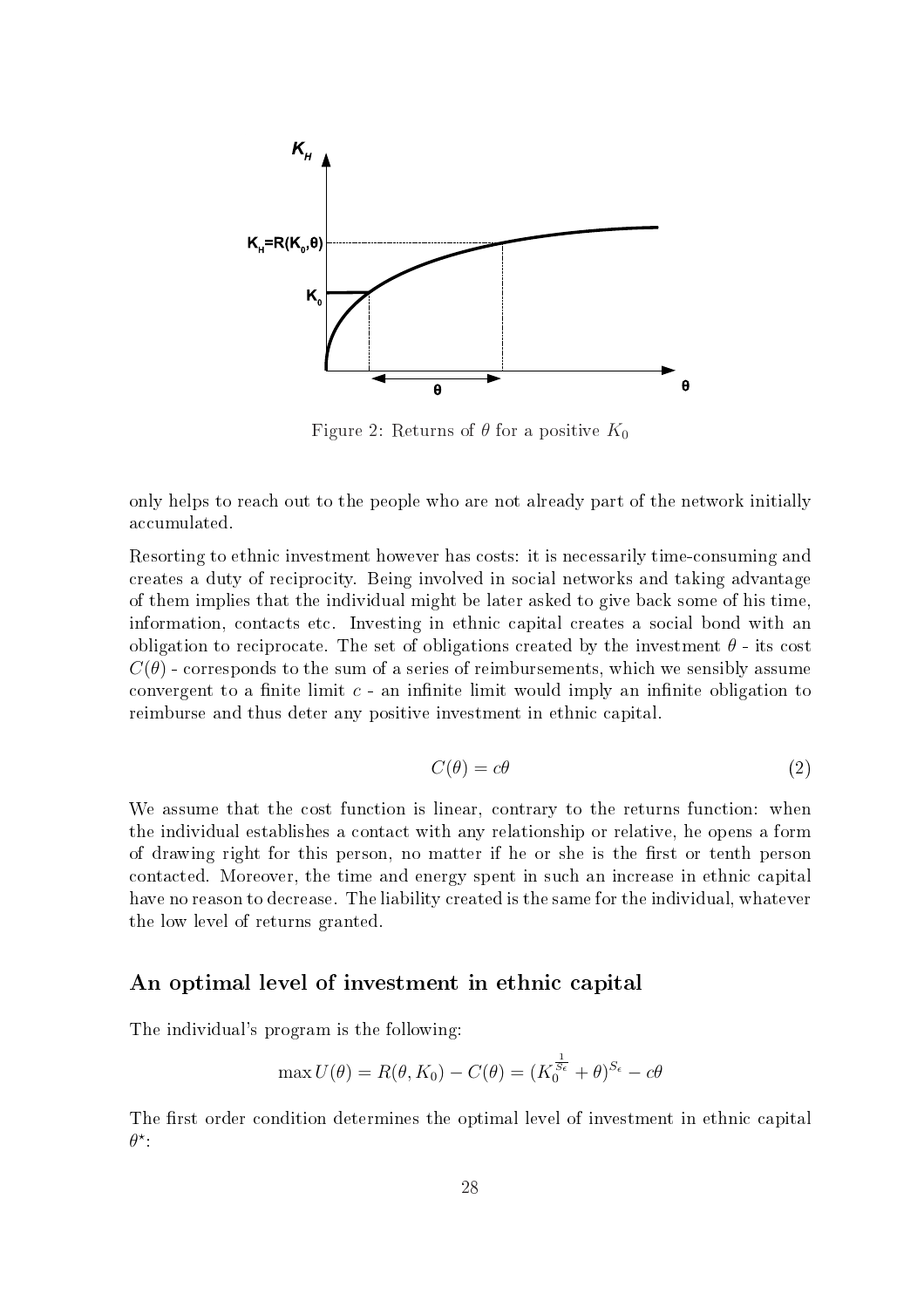Figure 2: Returns of $\theta$ for a positive $K_0$

only helps to reach out to the people who are not already part of the network initially accumulated.

Resorting to ethnic investment however has costs: it is necessarily time-consuming and creates a duty of reciprocity. Being involved in social networks and taking advantage of them implies that the individual might be later asked to give back some of his time, information, contacts etc. Investing in ethnic capital creates a social bond with an obligation to reciprocate. The set of obligations created by the investment $\theta$ - its cost $C(\theta)$ - corresponds to the sum of a series of reimbursements, which we sensibly assume convergent to a finite limit $c$ - an infinite limit would imply an infinite obligation to reimburse and thus deter any positive investment in ethnic capital.

$$C(\theta) = c\theta \tag{2}$$

We assume that the cost function is linear, contrary to the returns function: when the individual establishes a contact with any relationship or relative, he opens a form of drawing right for this person, no matter if he or she is the first or tenth person contacted. Moreover, the time and energy spent in such an increase in ethnic capital have no reason to decrease. The liability created is the same for the individual, whatever the low level of returns granted.

## An optimal level of investment in ethnic capital

The individual's program is the following:

$$\max U(\theta) = R(\theta, K_0) - C(\theta) = (K_0^{\frac{1}{S_\epsilon}} + \theta)^{S_\epsilon} - c\theta$$

The first order condition determines the optimal level of investment in ethnic capital $\theta^\star$: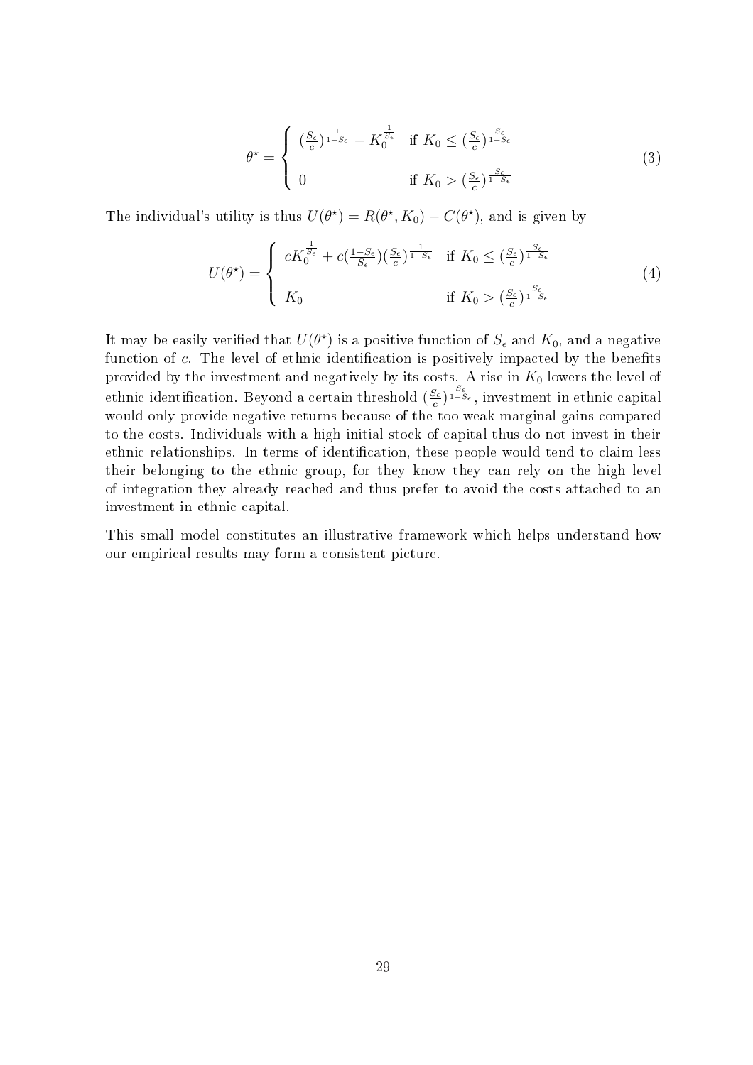$$\theta^{\star} = \begin{cases} (\frac{S_{\epsilon}}{c})^{\frac{1}{1-S_{\epsilon}}} - K_0^{\frac{1}{S_{\epsilon}}} & \text{if } K_0 \leq (\frac{S_{\epsilon}}{c})^{\frac{S_{\epsilon}}{1-S_{\epsilon}}} \\ 0 & \text{if } K_0 > (\frac{S_{\epsilon}}{c})^{\frac{S_{\epsilon}}{1-S_{\epsilon}}} \end{cases} \tag{3}$$

The individual's utility is thus $U(\theta^{\star}) = R(\theta^{\star}, K_0) - C(\theta^{\star})$, and is given by

$$U(\theta^{\star}) = \begin{cases} cK_0^{\frac{1}{S_{\epsilon}}} + c(\frac{1-S_{\epsilon}}{S_{\epsilon}})(\frac{S_{\epsilon}}{c})^{\frac{1}{1-S_{\epsilon}}} & \text{if } K_0 \leq (\frac{S_{\epsilon}}{c})^{\frac{S_{\epsilon}}{1-S_{\epsilon}}} \\ K_0 & \text{if } K_0 > (\frac{S_{\epsilon}}{c})^{\frac{S_{\epsilon}}{1-S_{\epsilon}}} \end{cases} \tag{4}$$

It may be easily verified that $U(\theta^{\star})$ is a positive function of $S_{\epsilon}$ and $K_0$, and a negative function of $c$. The level of ethnic identification is positively impacted by the benefits provided by the investment and negatively by its costs. A rise in $K_0$ lowers the level of ethnic identification. Beyond a certain threshold $(\frac{S_{\epsilon}}{c})^{\frac{S_{\epsilon}}{1-S_{\epsilon}}}$, investment in ethnic capital would only provide negative returns because of the too weak marginal gains compared to the costs. Individuals with a high initial stock of capital thus do not invest in their ethnic relationships. In terms of identification, these people would tend to claim less their belonging to the ethnic group, for they know they can rely on the high level of integration they already reached and thus prefer to avoid the costs attached to an investment in ethnic capital.

This small model constitutes an illustrative framework which helps understand how our empirical results may form a consistent picture.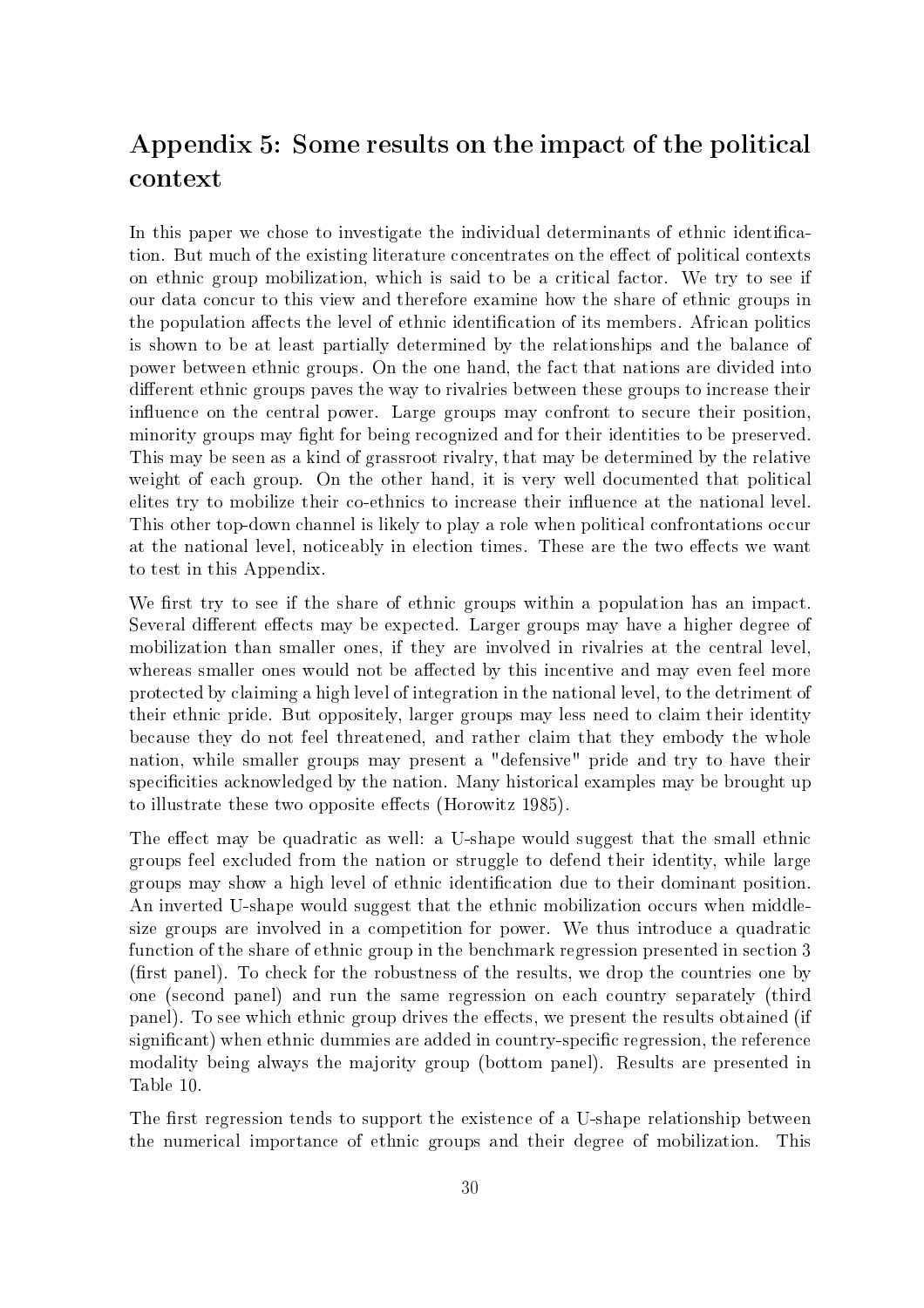## Appendix 5: Some results on the impact of the political context

In this paper we chose to investigate the individual determinants of ethnic identification. But much of the existing literature concentrates on the effect of political contexts on ethnic group mobilization, which is said to be a critical factor. We try to see if our data concur to this view and therefore examine how the share of ethnic groups in the population affects the level of ethnic identification of its members. African politics is shown to be at least partially determined by the relationships and the balance of power between ethnic groups. On the one hand, the fact that nations are divided into different ethnic groups paves the way to rivalries between these groups to increase their influence on the central power. Large groups may confront to secure their position, minority groups may fight for being recognized and for their identities to be preserved. This may be seen as a kind of grassroot rivalry, that may be determined by the relative weight of each group. On the other hand, it is very well documented that political elites try to mobilize their co-ethnics to increase their influence at the national level. This other top-down channel is likely to play a role when political confrontations occur at the national level, noticeably in election times. These are the two effects we want to test in this Appendix.

We first try to see if the share of ethnic groups within a population has an impact. Several different effects may be expected. Larger groups may have a higher degree of mobilization than smaller ones, if they are involved in rivalries at the central level, whereas smaller ones would not be affected by this incentive and may even feel more protected by claiming a high level of integration in the national level, to the detriment of their ethnic pride. But oppositely, larger groups may less need to claim their identity because they do not feel threatened, and rather claim that they embody the whole nation, while smaller groups may present a "defensive" pride and try to have their specificities acknowledged by the nation. Many historical examples may be brought up to illustrate these two opposite effects (Horowitz 1985).

The effect may be quadratic as well: a U-shape would suggest that the small ethnic groups feel excluded from the nation or struggle to defend their identity, while large groups may show a high level of ethnic identification due to their dominant position. An inverted U-shape would suggest that the ethnic mobilization occurs when middle-size groups are involved in a competition for power. We thus introduce a quadratic function of the share of ethnic group in the benchmark regression presented in section 3 (first panel). To check for the robustness of the results, we drop the countries one by one (second panel) and run the same regression on each country separately (third panel). To see which ethnic group drives the effects, we present the results obtained (if significant) when ethnic dummies are added in country-specific regression, the reference modality being always the majority group (bottom panel). Results are presented in Table 10.

The first regression tends to support the existence of a U-shape relationship between the numerical importance of ethnic groups and their degree of mobilization. This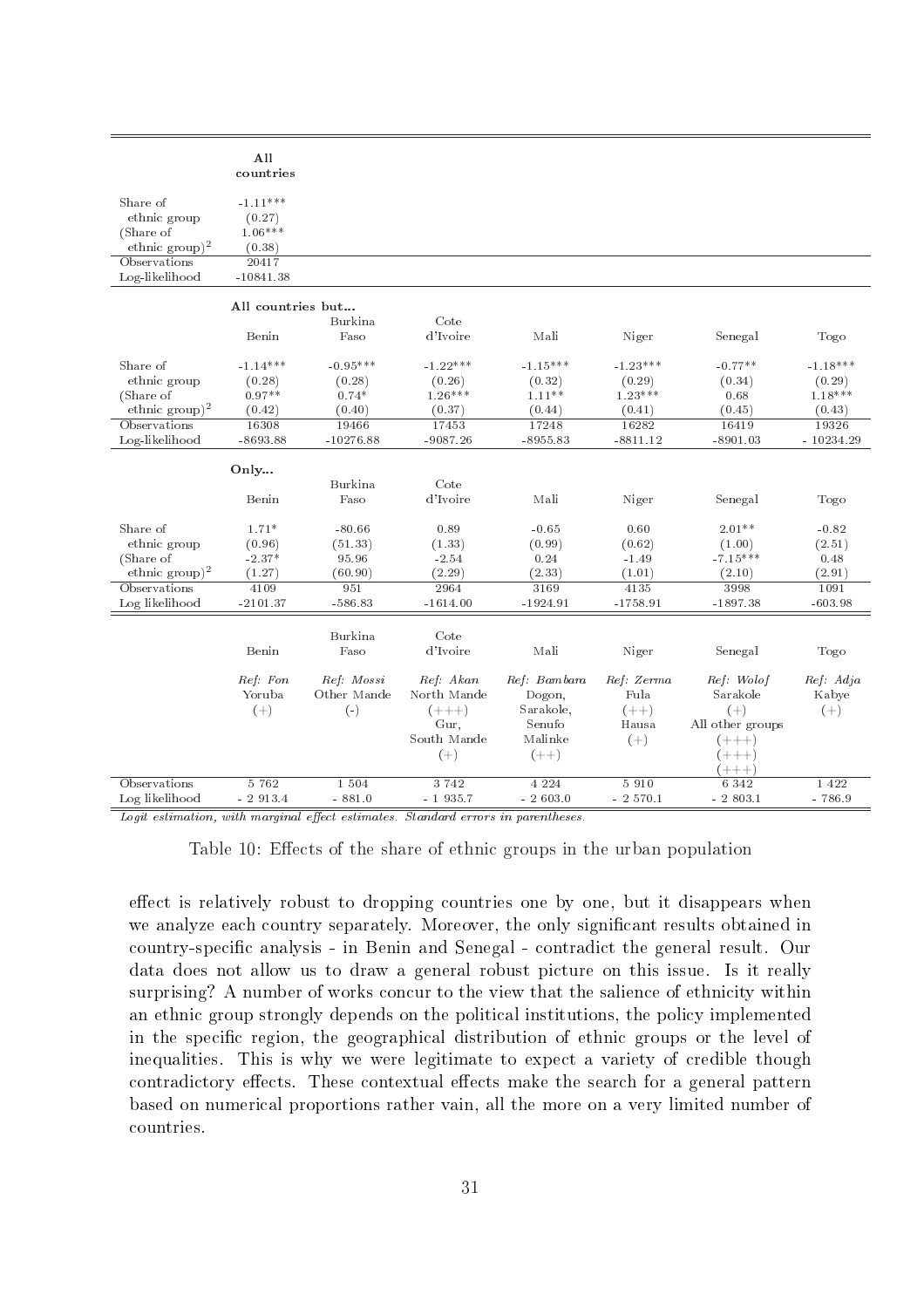| | All countries | | | | | | |
|---|---|---|---|---|---|---|---|
| Share of ethnic group | -1.11*** (0.27) | | | | | | |
| (Share of ethnic group)$^2$ | 1.06*** (0.38) | | | | | | |
| Observations | 20417 | | | | | | |
| Log-likelihood | -10841.38 | | | | | | |
| **All countries but...** | Benin | Burkina Faso | Cote d'Ivoire | Mali | Niger | Senegal | Togo |
| Share of ethnic group | -1.14*** (0.28) | -0.95*** (0.28) | -1.22*** (0.26) | -1.15*** (0.32) | -1.23*** (0.29) | -0.77** (0.34) | -1.18*** (0.29) |
| (Share of ethnic group)$^2$ | 0.97** (0.42) | 0.74* (0.40) | 1.26*** (0.37) | 1.11** (0.44) | 1.23*** (0.41) | 0.68 (0.45) | 1.18*** (0.43) |
| Observations | 16308 | 19466 | 17453 | 17248 | 16282 | 16419 | 19326 |
| Log-likelihood | -8693.88 | -10276.88 | -9087.26 | -8955.83 | -8811.12 | -8901.03 | - 10234.29 |
| **Only...** | Benin | Burkina Faso | Cote d'Ivoire | Mali | Niger | Senegal | Togo |
| Share of ethnic group | 1.71* (0.96) | -80.66 (51.33) | 0.89 (1.33) | -0.65 (0.99) | 0.60 (0.62) | 2.01** (1.00) | -0.82 (2.51) |
| (Share of ethnic group)$^2$ | -2.37* (1.27) | 95.96 (60.90) | -2.54 (2.29) | 0.24 (2.33) | -1.49 (1.01) | -7.15*** (2.10) | 0.48 (2.91) |
| Observations | 4109 | 951 | 2964 | 3169 | 4135 | 3998 | 1091 |
| Log likelihood | -2101.37 | -586.83 | -1614.00 | -1924.91 | -1758.91 | -1897.38 | -603.98 |
| | Benin | Burkina Faso | Cote d'Ivoire | Mali | Niger | Senegal | Togo |
| | *Ref: Fon* Yoruba (+) | *Ref: Mossi* Other Mande (-) | *Ref: Akan* North Mande (+++) Gur, South Mande (+) | *Ref: Bambara* Dogon, Sarakole, Senufo Malinke (++) | *Ref: Zerma* Fula (++) Hausa (+) | *Ref: Wolof* Sarakole (+) All other groups (+++) (+++) (+++) | *Ref: Adja* Kabye (+) |
| Observations | 5 762 | 1 504 | 3 742 | 4 224 | 5 910 | 6 342 | 1 422 |
| Log likelihood | - 2 913.4 | - 881.0 | - 1 935.7 | - 2 603.0 | - 2 570.1 | - 2 803.1 | - 786.9 |

*Logit estimation, with marginal effect estimates. Standard errors in parentheses.*

Table 10: Effects of the share of ethnic groups in the urban population

effect is relatively robust to dropping countries one by one, but it disappears when we analyze each country separately. Moreover, the only significant results obtained in country-specific analysis - in Benin and Senegal - contradict the general result. Our data does not allow us to draw a general robust picture on this issue. Is it really surprising? A number of works concur to the view that the salience of ethnicity within an ethnic group strongly depends on the political institutions, the policy implemented in the specific region, the geographical distribution of ethnic groups or the level of inequalities. This is why we were legitimate to expect a variety of credible though contradictory effects. These contextual effects make the search for a general pattern based on numerical proportions rather vain, all the more on a very limited number of countries.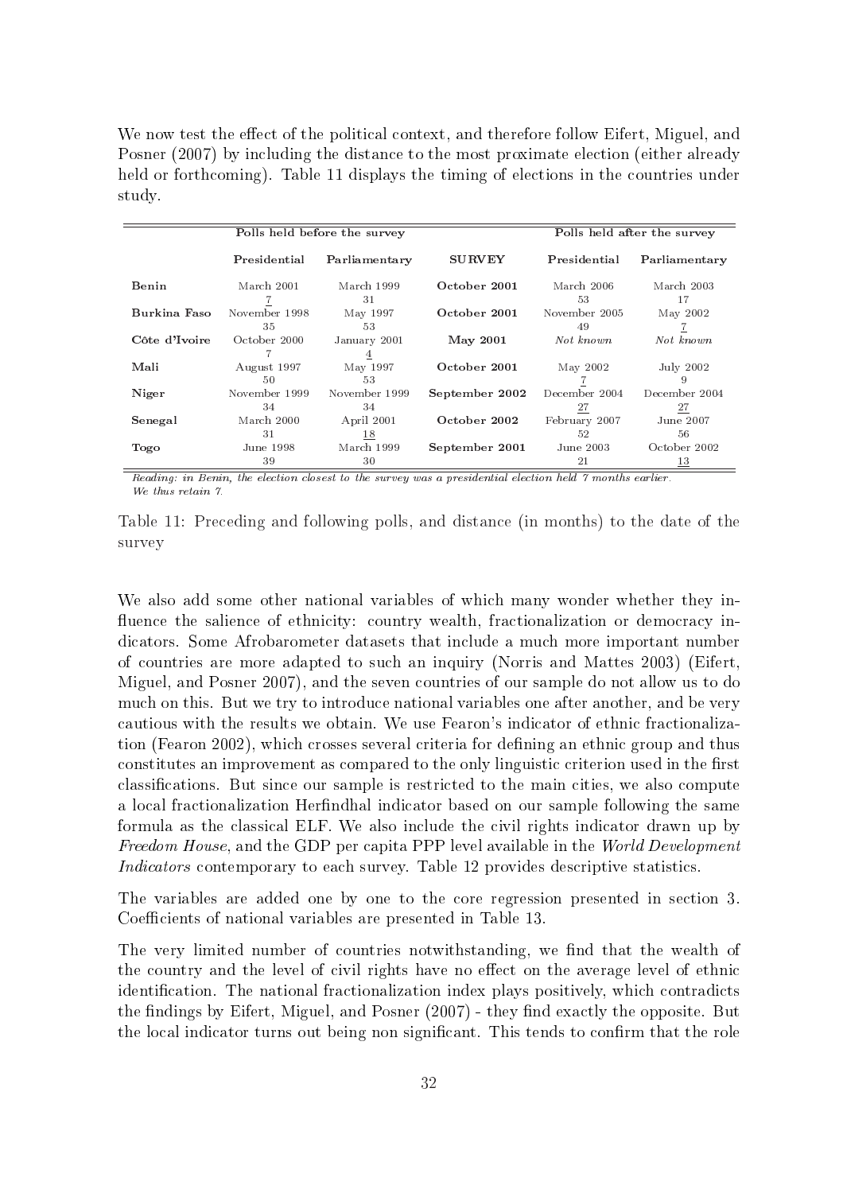We now test the effect of the political context, and therefore follow Eifert, Miguel, and Posner (2007) by including the distance to the most proximate election (either already held or forthcoming). Table 11 displays the timing of elections in the countries under study.

| | Polls held before the survey | | | Polls held after the survey | |
|---|---|---|---|---|---|
| | Presidential | Parliamentary | SURVEY | Presidential | Parliamentary |
| **Benin** | March 2001 | March 1999 | **October 2001** | March 2006 | March 2003 |
| | 7 | 31 | | 53 | 17 |
| **Burkina Faso** | November 1998 | May 1997 | **October 2001** | November 2005 | May 2002 |
| | 35 | 53 | | 49 | 7 |
| **Côte d'Ivoire** | October 2000 | January 2001 | **May 2001** | *Not known* | *Not known* |
| | 7 | 4 | | | |
| **Mali** | August 1997 | May 1997 | **October 2001** | May 2002 | July 2002 |
| | 50 | 53 | | 7 | 9 |
| **Niger** | November 1999 | November 1999 | **September 2002** | December 2004 | December 2004 |
| | 34 | 34 | | 27 | 27 |
| **Senegal** | March 2000 | April 2001 | **October 2002** | February 2007 | June 2007 |
| | 31 | 18 | | 52 | 56 |
| **Togo** | June 1998 | March 1999 | **September 2001** | June 2003 | October 2002 |
| | 39 | 30 | | 21 | 13 |

*Reading: in Benin, the election closest to the survey was a presidential election held 7 months earlier. We thus retain 7.*

Table 11: Preceding and following polls, and distance (in months) to the date of the survey

We also add some other national variables of which many wonder whether they influence the salience of ethnicity: country wealth, fractionalization or democracy indicators. Some Afrobarometer datasets that include a much more important number of countries are more adapted to such an inquiry (Norris and Mattes 2003) (Eifert, Miguel, and Posner 2007), and the seven countries of our sample do not allow us to do much on this. But we try to introduce national variables one after another, and be very cautious with the results we obtain. We use Fearon's indicator of ethnic fractionalization (Fearon 2002), which crosses several criteria for defining an ethnic group and thus constitutes an improvement as compared to the only linguistic criterion used in the first classifications. But since our sample is restricted to the main cities, we also compute a local fractionalization Herfindhal indicator based on our sample following the same formula as the classical ELF. We also include the civil rights indicator drawn up by *Freedom House*, and the GDP per capita PPP level available in the *World Development Indicators* contemporary to each survey. Table 12 provides descriptive statistics.

The variables are added one by one to the core regression presented in section 3. Coefficients of national variables are presented in Table 13.

The very limited number of countries notwithstanding, we find that the wealth of the country and the level of civil rights have no effect on the average level of ethnic identification. The national fractionalization index plays positively, which contradicts the findings by Eifert, Miguel, and Posner (2007) - they find exactly the opposite. But the local indicator turns out being non significant. This tends to confirm that the role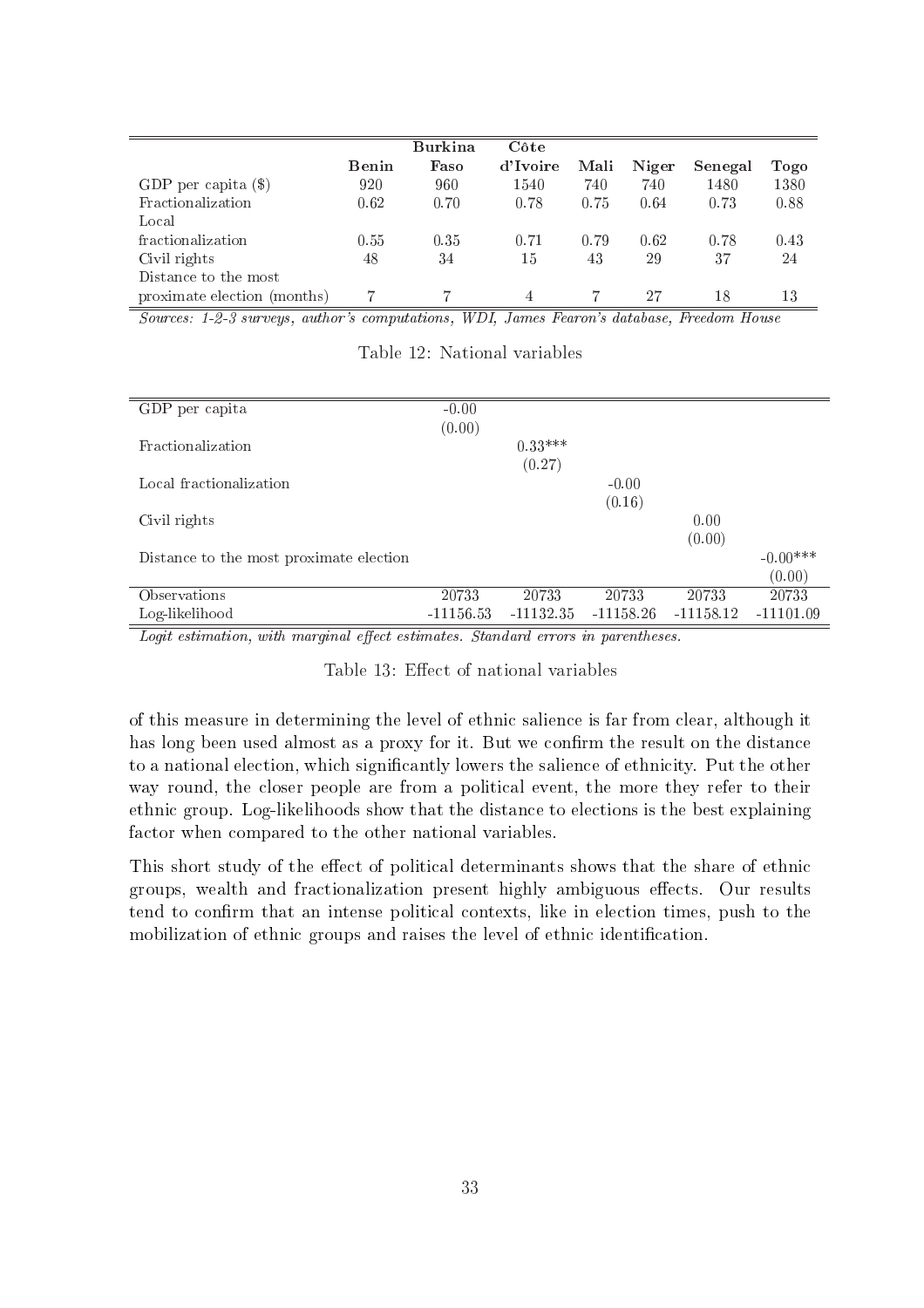| | Benin | Burkina Faso | Côte d'Ivoire | Mali | Niger | Senegal | Togo |
|---|---|---|---|---|---|---|---|
| GDP per capita ($) | 920 | 960 | 1540 | 740 | 740 | 1480 | 1380 |
| Fractionalization | 0.62 | 0.70 | 0.78 | 0.75 | 0.64 | 0.73 | 0.88 |
| Local fractionalization | 0.55 | 0.35 | 0.71 | 0.79 | 0.62 | 0.78 | 0.43 |
| Civil rights | 48 | 34 | 15 | 43 | 29 | 37 | 24 |
| Distance to the most proximate election (months) | 7 | 7 | 4 | 7 | 27 | 18 | 13 |

*Sources: 1-2-3 surveys, author's computations, WDI, James Fearon's database, Freedom House*

Table 12: National variables

| | | | | | |
|---|---|---|---|---|---|
| GDP per capita | -0.00 | | | | |
| | (0.00) | | | | |
| Fractionalization | | 0.33*** | | | |
| | | (0.27) | | | |
| Local fractionalization | | | -0.00 | | |
| | | | (0.16) | | |
| Civil rights | | | | 0.00 | |
| | | | | (0.00) | |
| Distance to the most proximate election | | | | | -0.00*** |
| | | | | | (0.00) |
| Observations | 20733 | 20733 | 20733 | 20733 | 20733 |
| Log-likelihood | -11156.53 | -11132.35 | -11158.26 | -11158.12 | -11101.09 |

*Logit estimation, with marginal effect estimates. Standard errors in parentheses.*

Table 13: Effect of national variables

of this measure in determining the level of ethnic salience is far from clear, although it has long been used almost as a proxy for it. But we confirm the result on the distance to a national election, which significantly lowers the salience of ethnicity. Put the other way round, the closer people are from a political event, the more they refer to their ethnic group. Log-likelihoods show that the distance to elections is the best explaining factor when compared to the other national variables.

This short study of the effect of political determinants shows that the share of ethnic groups, wealth and fractionalization present highly ambiguous effects. Our results tend to confirm that an intense political contexts, like in election times, push to the mobilization of ethnic groups and raises the level of ethnic identification.